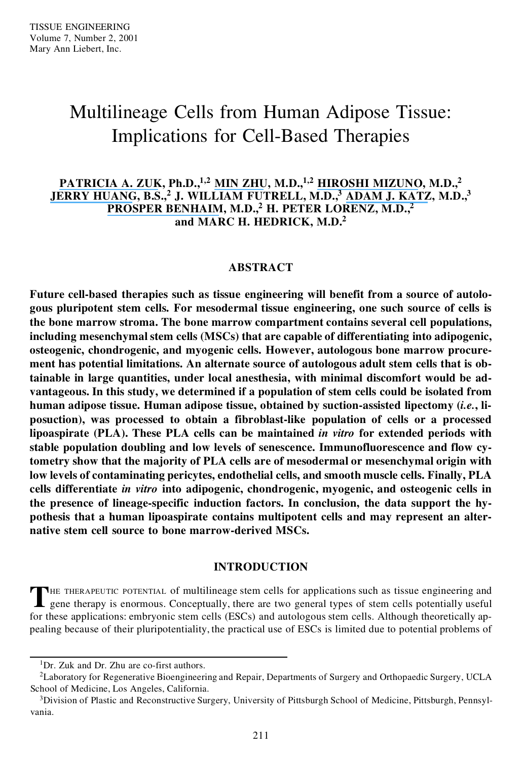# Multilineage Cells from Human Adipose Tissue: Implications for Cell-Based Therapies

**PATRICIA A. ZUK, Ph.D.,[1,2] MIN ZHU, M.D.,[1,2] HIROSHI MIZUNO, M.D.,[2] JERRY HUANG, B.S.,[2] J. WILLIAM FUTRELL, M.D.,[3] ADAM J. KATZ, M.D.,[3] PROSPER BENHAIM, M.D.,[2] H. PETER LORENZ, M.D.,[2] and MARC H. HEDRICK, M.D.[2]**

## ABSTRACT

**Future cell-based therapies such as tissue engineering will benefit from a source of autologous pluripotent stem cells. For mesodermal tissue engineering, one such source of cells is the bone marrow stroma. The bone marrow compartment contains several cell populations, including mesenchymal stem cells (MSCs) that are capable of differentiating into adipogenic, osteogenic, chondrogenic, and myogenic cells. However, autologous bone marrow procurement has potential limitations. An alternate source of autologous adult stem cells that is obtainable in large quantities, under local anesthesia, with minimal discomfort would be advantageous. In this study, we determined if a population of stem cells could be isolated from human adipose tissue. Human adipose tissue, obtained by suction-assisted lipectomy (*i.e.*, liposuction), was processed to obtain a fibroblast-like population of cells or a processed lipoaspirate (PLA). These PLA cells can be maintained *in vitro* for extended periods with stable population doubling and low levels of senescence. Immunofluorescence and flow cytometry show that the majority of PLA cells are of mesodermal or mesenchymal origin with low levels of contaminating pericytes, endothelial cells, and smooth muscle cells. Finally, PLA cells differentiate *in vitro* into adipogenic, chondrogenic, myogenic, and osteogenic cells in the presence of lineage-specific induction factors. In conclusion, the data support the hypothesis that a human lipoaspirate contains multipotent cells and may represent an alternative stem cell source to bone marrow-derived MSCs.**

## INTRODUCTION

THE THERAPEUTIC POTENTIAL of multilineage stem cells for applications such as tissue engineering and gene therapy is enormous. Conceptually, there are two general types of stem cells potentially useful for these applications: embryonic stem cells (ESCs) and autologous stem cells. Although theoretically appealing because of their pluripotentiality, the practical use of ESCs is limited due to potential problems of

[1]Dr. Zuk and Dr. Zhu are co-first authors.

[2]Laboratory for Regenerative Bioengineering and Repair, Departments of Surgery and Orthopaedic Surgery, UCLA School of Medicine, Los Angeles, California.

[3]Division of Plastic and Reconstructive Surgery, University of Pittsburgh School of Medicine, Pittsburgh, Pennsylvania.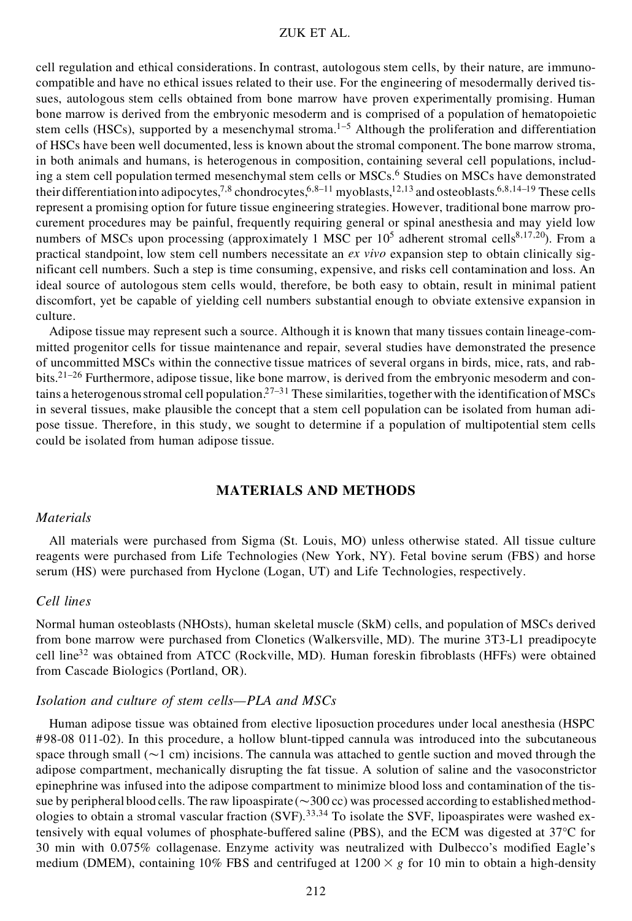cell regulation and ethical considerations. In contrast, autologous stem cells, by their nature, are immunocompatible and have no ethical issues related to their use. For the engineering of mesodermally derived tissues, autologous stem cells obtained from bone marrow have proven experimentally promising. Human bone marrow is derived from the embryonic mesoderm and is comprised of a population of hematopoietic stem cells (HSCs), supported by a mesenchymal stroma.[1–5] Although the proliferation and differentiation of HSCs have been well documented, less is known about the stromal component. The bone marrow stroma, in both animals and humans, is heterogenous in composition, containing several cell populations, including a stem cell population termed mesenchymal stem cells or MSCs.[6] Studies on MSCs have demonstrated their differentiation into adipocytes,[7,8] chondrocytes,[6,8–11] myoblasts,[12,13] and osteoblasts.[6,8,14–19] These cells represent a promising option for future tissue engineering strategies. However, traditional bone marrow procurement procedures may be painful, frequently requiring general or spinal anesthesia and may yield low numbers of MSCs upon processing (approximately 1 MSC per $10^5$ adherent stromal cells[8,17,20]). From a practical standpoint, low stem cell numbers necessitate an *ex vivo* expansion step to obtain clinically significant cell numbers. Such a step is time consuming, expensive, and risks cell contamination and loss. An ideal source of autologous stem cells would, therefore, be both easy to obtain, result in minimal patient discomfort, yet be capable of yielding cell numbers substantial enough to obviate extensive expansion in culture.

Adipose tissue may represent such a source. Although it is known that many tissues contain lineage-committed progenitor cells for tissue maintenance and repair, several studies have demonstrated the presence of uncommitted MSCs within the connective tissue matrices of several organs in birds, mice, rats, and rabbits.[21–26] Furthermore, adipose tissue, like bone marrow, is derived from the embryonic mesoderm and contains a heterogenous stromal cell population.[27–31] These similarities, together with the identification of MSCs in several tissues, make plausible the concept that a stem cell population can be isolated from human adipose tissue. Therefore, in this study, we sought to determine if a population of multipotential stem cells could be isolated from human adipose tissue.

## MATERIALS AND METHODS

### *Materials*

All materials were purchased from Sigma (St. Louis, MO) unless otherwise stated. All tissue culture reagents were purchased from Life Technologies (New York, NY). Fetal bovine serum (FBS) and horse serum (HS) were purchased from Hyclone (Logan, UT) and Life Technologies, respectively.

### *Cell lines*

Normal human osteoblasts (NHOsts), human skeletal muscle (SkM) cells, and population of MSCs derived from bone marrow were purchased from Clonetics (Walkersville, MD). The murine 3T3-L1 preadipocyte cell line[32] was obtained from ATCC (Rockville, MD). Human foreskin fibroblasts (HFFs) were obtained from Cascade Biologics (Portland, OR).

### *Isolation and culture of stem cells—PLA and MSCs*

Human adipose tissue was obtained from elective liposuction procedures under local anesthesia (HSPC #98-08 011-02). In this procedure, a hollow blunt-tipped cannula was introduced into the subcutaneous space through small (~1 cm) incisions. The cannula was attached to gentle suction and moved through the adipose compartment, mechanically disrupting the fat tissue. A solution of saline and the vasoconstrictor epinephrine was infused into the adipose compartment to minimize blood loss and contamination of the tissue by peripheral blood cells. The raw lipoaspirate (~300 cc) was processed according to established methodologies to obtain a stromal vascular fraction (SVF).[33,34] To isolate the SVF, lipoaspirates were washed extensively with equal volumes of phosphate-buffered saline (PBS), and the ECM was digested at 37°C for 30 min with 0.075% collagenase. Enzyme activity was neutralized with Dulbecco's modified Eagle's medium (DMEM), containing 10% FBS and centrifuged at $1200 \times g$ for 10 min to obtain a high-density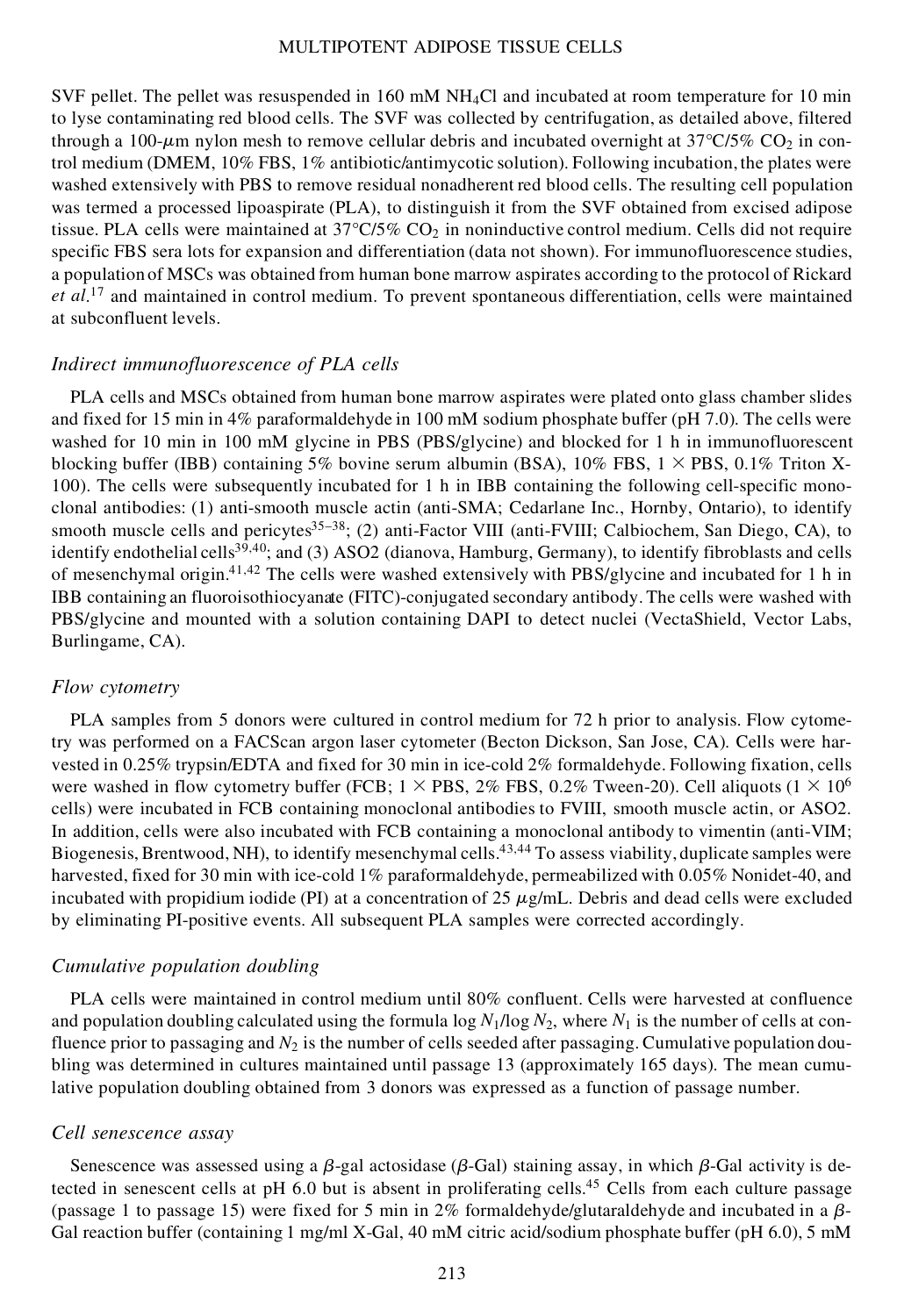SVF pellet. The pellet was resuspended in 160 mM $NH_4Cl$ and incubated at room temperature for 10 min to lyse contaminating red blood cells. The SVF was collected by centrifugation, as detailed above, filtered through a 100-$\mu$m nylon mesh to remove cellular debris and incubated overnight at 37°C/5% $CO_2$ in control medium (DMEM, 10% FBS, 1% antibiotic/antimycotic solution). Following incubation, the plates were washed extensively with PBS to remove residual nonadherent red blood cells. The resulting cell population was termed a processed lipoaspirate (PLA), to distinguish it from the SVF obtained from excised adipose tissue. PLA cells were maintained at 37°C/5% $CO_2$ in noninductive control medium. Cells did not require specific FBS sera lots for expansion and differentiation (data not shown). For immunofluorescence studies, a population of MSCs was obtained from human bone marrow aspirates according to the protocol of Rickard *et al*.[17] and maintained in control medium. To prevent spontaneous differentiation, cells were maintained at subconfluent levels.

### *Indirect immunofluorescence of PLA cells*

PLA cells and MSCs obtained from human bone marrow aspirates were plated onto glass chamber slides and fixed for 15 min in 4% paraformaldehyde in 100 mM sodium phosphate buffer (pH 7.0). The cells were washed for 10 min in 100 mM glycine in PBS (PBS/glycine) and blocked for 1 h in immunofluorescent blocking buffer (IBB) containing 5% bovine serum albumin (BSA), 10% FBS, 1 × PBS, 0.1% Triton X-100). The cells were subsequently incubated for 1 h in IBB containing the following cell-specific monoclonal antibodies: (1) anti-smooth muscle actin (anti-SMA; Cedarlane Inc., Hornby, Ontario), to identify smooth muscle cells and pericytes[35–38]; (2) anti-Factor VIII (anti-FVIII; Calbiochem, San Diego, CA), to identify endothelial cells[39,40]; and (3) ASO2 (dianova, Hamburg, Germany), to identify fibroblasts and cells of mesenchymal origin.[41,42] The cells were washed extensively with PBS/glycine and incubated for 1 h in IBB containing an fluoroisothiocyanate (FITC)-conjugated secondary antibody. The cells were washed with PBS/glycine and mounted with a solution containing DAPI to detect nuclei (VectaShield, Vector Labs, Burlingame, CA).

### *Flow cytometry*

PLA samples from 5 donors were cultured in control medium for 72 h prior to analysis. Flow cytometry was performed on a FACScan argon laser cytometer (Becton Dickson, San Jose, CA). Cells were harvested in 0.25% trypsin/EDTA and fixed for 30 min in ice-cold 2% formaldehyde. Following fixation, cells were washed in flow cytometry buffer (FCB; 1 × PBS, 2% FBS, 0.2% Tween-20). Cell aliquots ($1 \times 10^6$ cells) were incubated in FCB containing monoclonal antibodies to FVIII, smooth muscle actin, or ASO2. In addition, cells were also incubated with FCB containing a monoclonal antibody to vimentin (anti-VIM; Biogenesis, Brentwood, NH), to identify mesenchymal cells.[43,44] To assess viability, duplicate samples were harvested, fixed for 30 min with ice-cold 1% paraformaldehyde, permeabilized with 0.05% Nonidet-40, and incubated with propidium iodide (PI) at a concentration of 25 $\mu$g/mL. Debris and dead cells were excluded by eliminating PI-positive events. All subsequent PLA samples were corrected accordingly.

### *Cumulative population doubling*

PLA cells were maintained in control medium until 80% confluent. Cells were harvested at confluence and population doubling calculated using the formula $\log N_1/\log N_2$, where $N_1$ is the number of cells at confluence prior to passaging and $N_2$ is the number of cells seeded after passaging. Cumulative population doubling was determined in cultures maintained until passage 13 (approximately 165 days). The mean cumulative population doubling obtained from 3 donors was expressed as a function of passage number.

### *Cell senescence assay*

Senescence was assessed using a $\beta$-gal actosidase ($\beta$-Gal) staining assay, in which $\beta$-Gal activity is detected in senescent cells at pH 6.0 but is absent in proliferating cells.[45] Cells from each culture passage (passage 1 to passage 15) were fixed for 5 min in 2% formaldehyde/glutaraldehyde and incubated in a $\beta$-Gal reaction buffer (containing 1 mg/ml X-Gal, 40 mM citric acid/sodium phosphate buffer (pH 6.0), 5 mM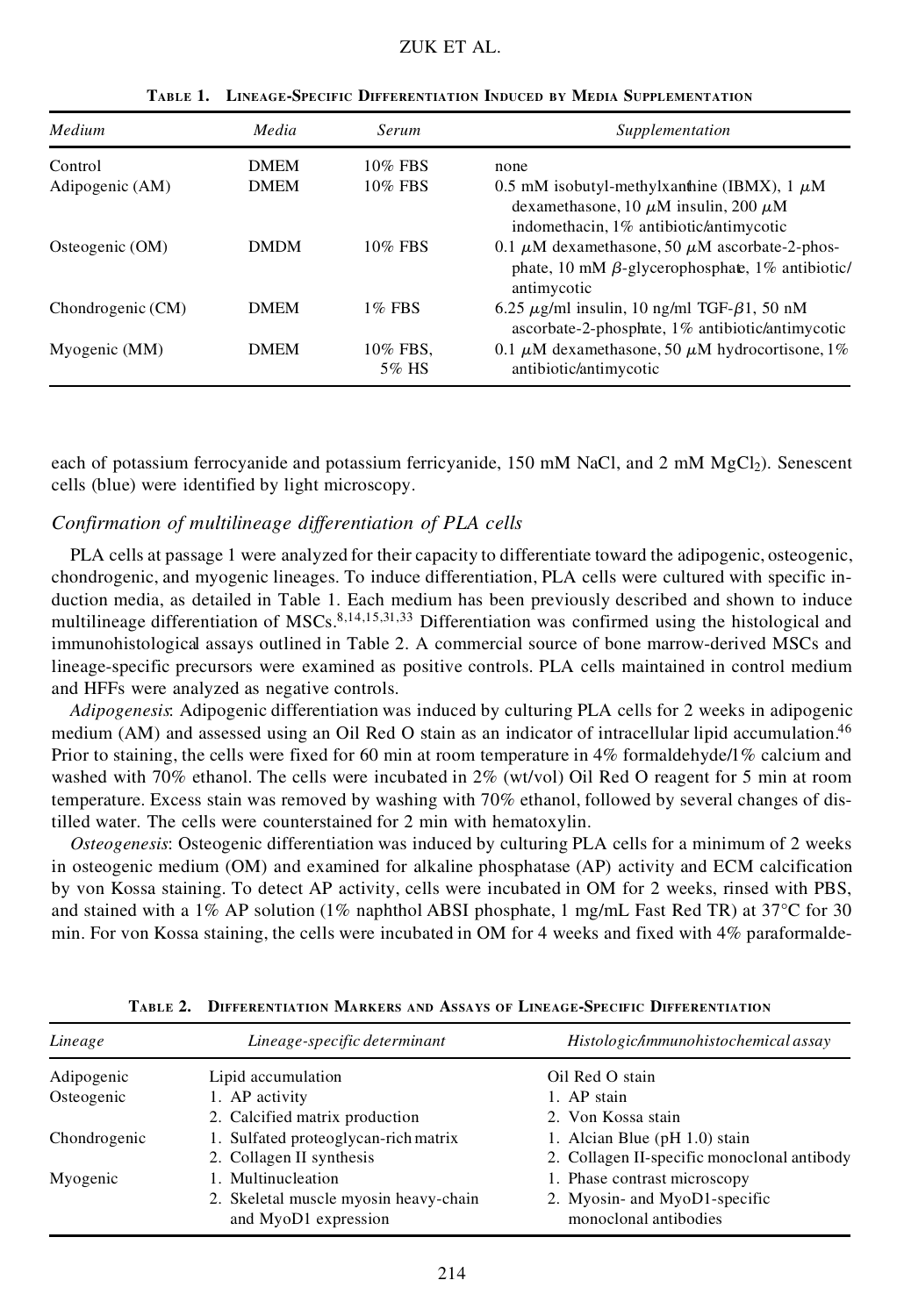**Table 1. Lineage-Specific Differentiation Induced by Media Supplementation**

| *Medium* | *Media* | *Serum* | *Supplementation* |
|---|---|---|---|
| Control | DMEM | 10% FBS | none |
| Adipogenic (AM) | DMEM | 10% FBS | 0.5 mM isobutyl-methylxanthine (IBMX), 1 $\mu$M dexamethasone, 10 $\mu$M insulin, 200 $\mu$M indomethacin, 1% antibiotic/antimycotic |
| Osteogenic (OM) | DMDM | 10% FBS | 0.1 $\mu$M dexamethasone, 50 $\mu$M ascorbate-2-phosphate, 10 mM $\beta$-glycerophosphate, 1% antibiotic/antimycotic |
| Chondrogenic (CM) | DMEM | 1% FBS | 6.25 $\mu$g/ml insulin, 10 ng/ml TGF-$\beta$1, 50 nM ascorbate-2-phosphate, 1% antibiotic/antimycotic |
| Myogenic (MM) | DMEM | 10% FBS, 5% HS | 0.1 $\mu$M dexamethasone, 50 $\mu$M hydrocortisone, 1% antibiotic/antimycotic |

each of potassium ferrocyanide and potassium ferricyanide, 150 mM NaCl, and 2 mM $MgCl_2$). Senescent cells (blue) were identified by light microscopy.

### *Confirmation of multilineage differentiation of PLA cells*

PLA cells at passage 1 were analyzed for their capacity to differentiate toward the adipogenic, osteogenic, chondrogenic, and myogenic lineages. To induce differentiation, PLA cells were cultured with specific induction media, as detailed in Table 1. Each medium has been previously described and shown to induce multilineage differentiation of MSCs.[8,14,15,31,33] Differentiation was confirmed using the histological and immunohistological assays outlined in Table 2. A commercial source of bone marrow-derived MSCs and lineage-specific precursors were examined as positive controls. PLA cells maintained in control medium and HFFs were analyzed as negative controls.

*Adipogenesis*: Adipogenic differentiation was induced by culturing PLA cells for 2 weeks in adipogenic medium (AM) and assessed using an Oil Red O stain as an indicator of intracellular lipid accumulation.[46] Prior to staining, the cells were fixed for 60 min at room temperature in 4% formaldehyde/1% calcium and washed with 70% ethanol. The cells were incubated in 2% (wt/vol) Oil Red O reagent for 5 min at room temperature. Excess stain was removed by washing with 70% ethanol, followed by several changes of distilled water. The cells were counterstained for 2 min with hematoxylin.

*Osteogenesis*: Osteogenic differentiation was induced by culturing PLA cells for a minimum of 2 weeks in osteogenic medium (OM) and examined for alkaline phosphatase (AP) activity and ECM calcification by von Kossa staining. To detect AP activity, cells were incubated in OM for 2 weeks, rinsed with PBS, and stained with a 1% AP solution (1% naphthol ABSI phosphate, 1 mg/mL Fast Red TR) at 37°C for 30 min. For von Kossa staining, the cells were incubated in OM for 4 weeks and fixed with 4% paraformalde-

**Table 2. Differentiation Markers and Assays of Lineage-Specific Differentiation**

| *Lineage* | *Lineage-specific determinant* | *Histologic/immunohistochemical assay* |
|---|---|---|
| Adipogenic | Lipid accumulation | Oil Red O stain |
| Osteogenic | 1. AP activity<br>2. Calcified matrix production | 1. AP stain<br>2. Von Kossa stain |
| Chondrogenic | 1. Sulfated proteoglycan-rich matrix<br>2. Collagen II synthesis | 1. Alcian Blue (pH 1.0) stain<br>2. Collagen II-specific monoclonal antibody |
| Myogenic | 1. Multinucleation<br>2. Skeletal muscle myosin heavy-chain and MyoD1 expression | 1. Phase contrast microscopy<br>2. Myosin- and MyoD1-specific monoclonal antibodies |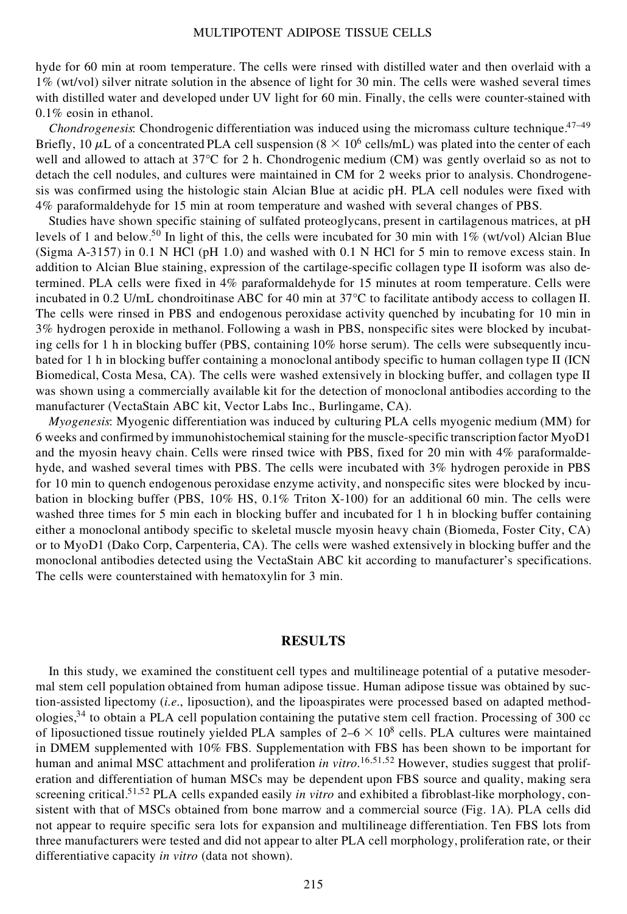hyde for 60 min at room temperature. The cells were rinsed with distilled water and then overlaid with a 1% (wt/vol) silver nitrate solution in the absence of light for 30 min. The cells were washed several times with distilled water and developed under UV light for 60 min. Finally, the cells were counter-stained with 0.1% eosin in ethanol.

*Chondrogenesis*: Chondrogenic differentiation was induced using the micromass culture technique.[47–49] Briefly, 10 $\mu$L of a concentrated PLA cell suspension ($8 \times 10^6$ cells/mL) was plated into the center of each well and allowed to attach at 37°C for 2 h. Chondrogenic medium (CM) was gently overlaid so as not to detach the cell nodules, and cultures were maintained in CM for 2 weeks prior to analysis. Chondrogenesis was confirmed using the histologic stain Alcian Blue at acidic pH. PLA cell nodules were fixed with 4% paraformaldehyde for 15 min at room temperature and washed with several changes of PBS.

Studies have shown specific staining of sulfated proteoglycans, present in cartilagenous matrices, at pH levels of 1 and below.[50] In light of this, the cells were incubated for 30 min with 1% (wt/vol) Alcian Blue (Sigma A-3157) in 0.1 N HCl (pH 1.0) and washed with 0.1 N HCl for 5 min to remove excess stain. In addition to Alcian Blue staining, expression of the cartilage-specific collagen type II isoform was also determined. PLA cells were fixed in 4% paraformaldehyde for 15 minutes at room temperature. Cells were incubated in 0.2 U/mL chondroitinase ABC for 40 min at 37°C to facilitate antibody access to collagen II. The cells were rinsed in PBS and endogenous peroxidase activity quenched by incubating for 10 min in 3% hydrogen peroxide in methanol. Following a wash in PBS, nonspecific sites were blocked by incubating cells for 1 h in blocking buffer (PBS, containing 10% horse serum). The cells were subsequently incubated for 1 h in blocking buffer containing a monoclonal antibody specific to human collagen type II (ICN Biomedical, Costa Mesa, CA). The cells were washed extensively in blocking buffer, and collagen type II was shown using a commercially available kit for the detection of monoclonal antibodies according to the manufacturer (VectaStain ABC kit, Vector Labs Inc., Burlingame, CA).

*Myogenesis*: Myogenic differentiation was induced by culturing PLA cells myogenic medium (MM) for 6 weeks and confirmed by immunohistochemical staining for the muscle-specific transcription factor MyoD1 and the myosin heavy chain. Cells were rinsed twice with PBS, fixed for 20 min with 4% paraformaldehyde, and washed several times with PBS. The cells were incubated with 3% hydrogen peroxide in PBS for 10 min to quench endogenous peroxidase enzyme activity, and nonspecific sites were blocked by incubation in blocking buffer (PBS, 10% HS, 0.1% Triton X-100) for an additional 60 min. The cells were washed three times for 5 min each in blocking buffer and incubated for 1 h in blocking buffer containing either a monoclonal antibody specific to skeletal muscle myosin heavy chain (Biomeda, Foster City, CA) or to MyoD1 (Dako Corp, Carpenteria, CA). The cells were washed extensively in blocking buffer and the monoclonal antibodies detected using the VectaStain ABC kit according to manufacturer's specifications. The cells were counterstained with hematoxylin for 3 min.

## RESULTS

In this study, we examined the constituent cell types and multilineage potential of a putative mesodermal stem cell population obtained from human adipose tissue. Human adipose tissue was obtained by suction-assisted lipectomy (*i.e.*, liposuction), and the lipoaspirates were processed based on adapted methodologies,[34] to obtain a PLA cell population containing the putative stem cell fraction. Processing of 300 cc of liposuctioned tissue routinely yielded PLA samples of 2–$6 \times 10^8$ cells. PLA cultures were maintained in DMEM supplemented with 10% FBS. Supplementation with FBS has been shown to be important for human and animal MSC attachment and proliferation *in vitro*.[16,51,52] However, studies suggest that proliferation and differentiation of human MSCs may be dependent upon FBS source and quality, making sera screening critical.[51,52] PLA cells expanded easily *in vitro* and exhibited a fibroblast-like morphology, consistent with that of MSCs obtained from bone marrow and a commercial source (Fig. 1A). PLA cells did not appear to require specific sera lots for expansion and multilineage differentiation. Ten FBS lots from three manufacturers were tested and did not appear to alter PLA cell morphology, proliferation rate, or their differentiative capacity *in vitro* (data not shown).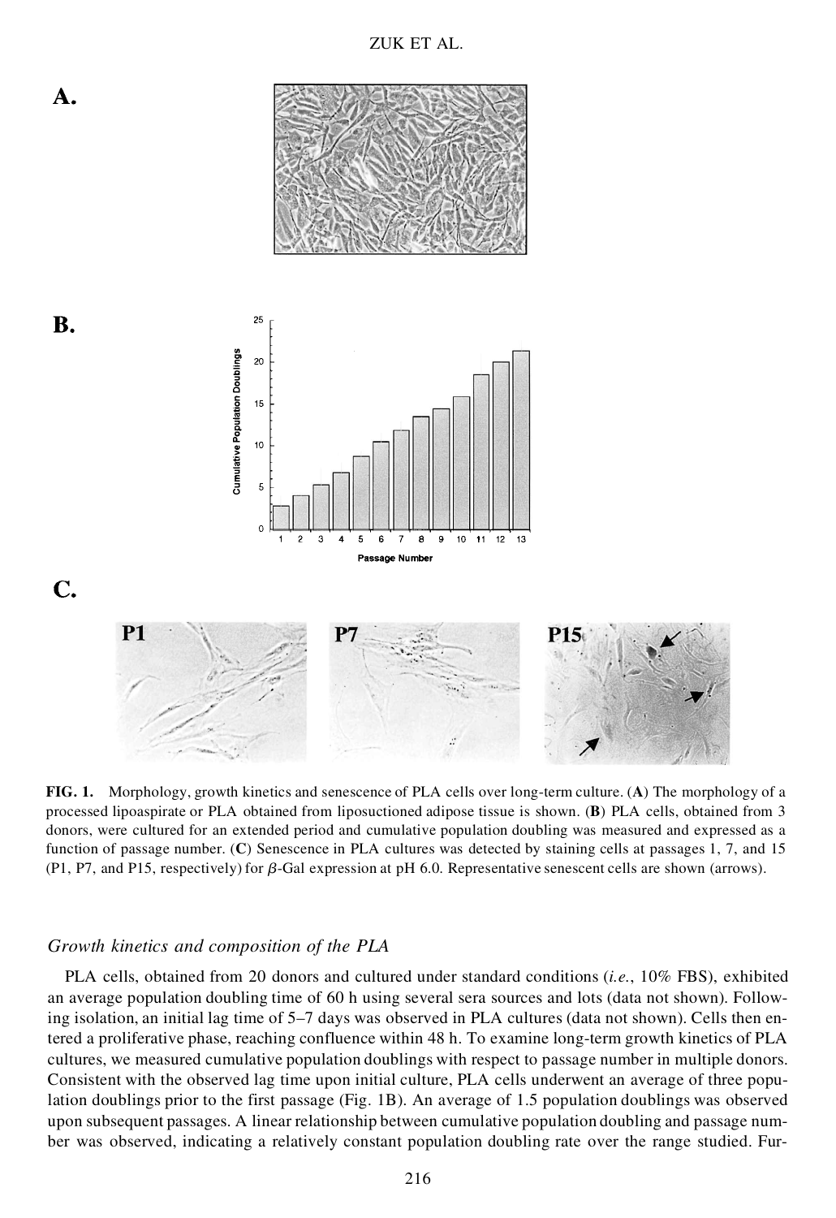**FIG. 1.** Morphology, growth kinetics and senescence of PLA cells over long-term culture. (**A**) The morphology of a processed lipoaspirate or PLA obtained from liposuctioned adipose tissue is shown. (**B**) PLA cells, obtained from 3 donors, were cultured for an extended period and cumulative population doubling was measured and expressed as a function of passage number. (**C**) Senescence in PLA cultures was detected by staining cells at passages 1, 7, and 15 (P1, P7, and P15, respectively) for $\beta$-Gal expression at pH 6.0. Representative senescent cells are shown (arrows).

### *Growth kinetics and composition of the PLA*

PLA cells, obtained from 20 donors and cultured under standard conditions (*i.e.*, 10% FBS), exhibited an average population doubling time of 60 h using several sera sources and lots (data not shown). Following isolation, an initial lag time of 5–7 days was observed in PLA cultures (data not shown). Cells then entered a proliferative phase, reaching confluence within 48 h. To examine long-term growth kinetics of PLA cultures, we measured cumulative population doublings with respect to passage number in multiple donors. Consistent with the observed lag time upon initial culture, PLA cells underwent an average of three population doublings prior to the first passage (Fig. 1B). An average of 1.5 population doublings was observed upon subsequent passages. A linear relationship between cumulative population doubling and passage number was observed, indicating a relatively constant population doubling rate over the range studied. Fur-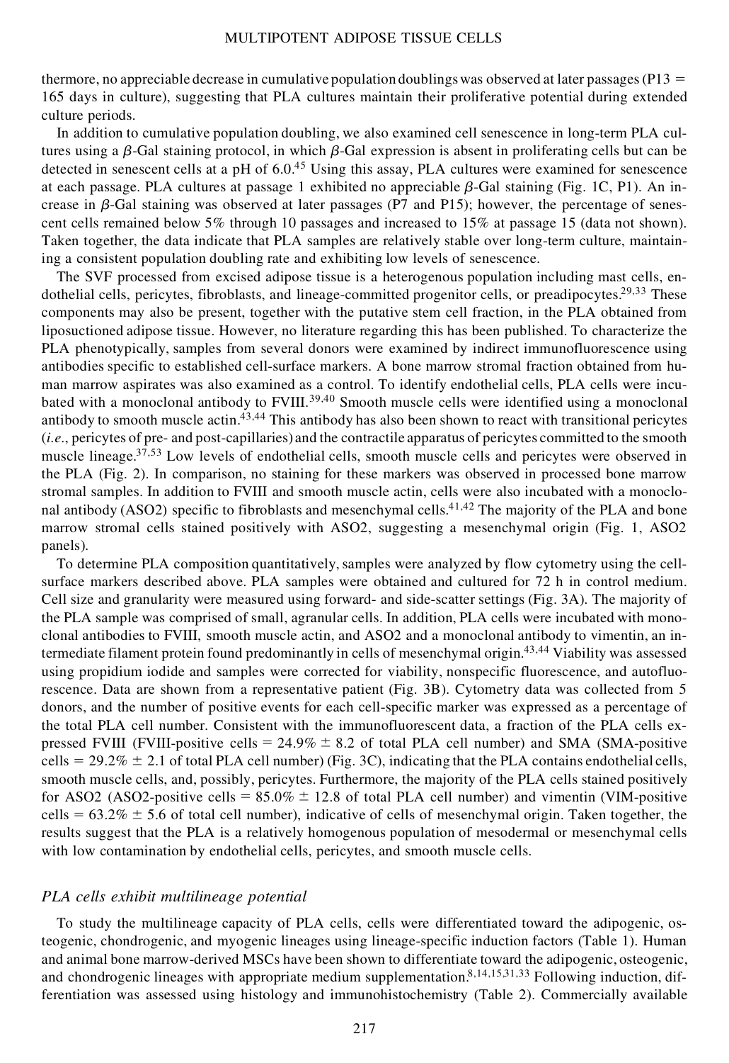thermore, no appreciable decrease in cumulative population doublings was observed at later passages (P13 = 165 days in culture), suggesting that PLA cultures maintain their proliferative potential during extended culture periods.

In addition to cumulative population doubling, we also examined cell senescence in long-term PLA cultures using a $\beta$-Gal staining protocol, in which $\beta$-Gal expression is absent in proliferating cells but can be detected in senescent cells at a pH of 6.0.[45] Using this assay, PLA cultures were examined for senescence at each passage. PLA cultures at passage 1 exhibited no appreciable $\beta$-Gal staining (Fig. 1C, P1). An increase in $\beta$-Gal staining was observed at later passages (P7 and P15); however, the percentage of senescent cells remained below 5% through 10 passages and increased to 15% at passage 15 (data not shown). Taken together, the data indicate that PLA samples are relatively stable over long-term culture, maintaining a consistent population doubling rate and exhibiting low levels of senescence.

The SVF processed from excised adipose tissue is a heterogenous population including mast cells, endothelial cells, pericytes, fibroblasts, and lineage-committed progenitor cells, or preadipocytes.[29,33] These components may also be present, together with the putative stem cell fraction, in the PLA obtained from liposuctioned adipose tissue. However, no literature regarding this has been published. To characterize the PLA phenotypically, samples from several donors were examined by indirect immunofluorescence using antibodies specific to established cell-surface markers. A bone marrow stromal fraction obtained from human marrow aspirates was also examined as a control. To identify endothelial cells, PLA cells were incubated with a monoclonal antibody to FVIII.[39,40] Smooth muscle cells were identified using a monoclonal antibody to smooth muscle actin.[43,44] This antibody has also been shown to react with transitional pericytes (*i.e.*, pericytes of pre- and post-capillaries) and the contractile apparatus of pericytes committed to the smooth muscle lineage.[37,53] Low levels of endothelial cells, smooth muscle cells and pericytes were observed in the PLA (Fig. 2). In comparison, no staining for these markers was observed in processed bone marrow stromal samples. In addition to FVIII and smooth muscle actin, cells were also incubated with a monoclonal antibody (ASO2) specific to fibroblasts and mesenchymal cells.[41,42] The majority of the PLA and bone marrow stromal cells stained positively with ASO2, suggesting a mesenchymal origin (Fig. 1, ASO2 panels).

To determine PLA composition quantitatively, samples were analyzed by flow cytometry using the cell-surface markers described above. PLA samples were obtained and cultured for 72 h in control medium. Cell size and granularity were measured using forward- and side-scatter settings (Fig. 3A). The majority of the PLA sample was comprised of small, agranular cells. In addition, PLA cells were incubated with monoclonal antibodies to FVIII, smooth muscle actin, and ASO2 and a monoclonal antibody to vimentin, an intermediate filament protein found predominantly in cells of mesenchymal origin.[43,44] Viability was assessed using propidium iodide and samples were corrected for viability, nonspecific fluorescence, and autofluorescence. Data are shown from a representative patient (Fig. 3B). Cytometry data was collected from 5 donors, and the number of positive events for each cell-specific marker was expressed as a percentage of the total PLA cell number. Consistent with the immunofluorescent data, a fraction of the PLA cells expressed FVIII (FVIII-positive cells = 24.9% $\pm$ 8.2 of total PLA cell number) and SMA (SMA-positive cells = 29.2% $\pm$ 2.1 of total PLA cell number) (Fig. 3C), indicating that the PLA contains endothelial cells, smooth muscle cells, and, possibly, pericytes. Furthermore, the majority of the PLA cells stained positively for ASO2 (ASO2-positive cells = 85.0% $\pm$ 12.8 of total PLA cell number) and vimentin (VIM-positive cells = 63.2% $\pm$ 5.6 of total cell number), indicative of cells of mesenchymal origin. Taken together, the results suggest that the PLA is a relatively homogenous population of mesodermal or mesenchymal cells with low contamination by endothelial cells, pericytes, and smooth muscle cells.

### *PLA cells exhibit multilineage potential*

To study the multilineage capacity of PLA cells, cells were differentiated toward the adipogenic, osteogenic, chondrogenic, and myogenic lineages using lineage-specific induction factors (Table 1). Human and animal bone marrow-derived MSCs have been shown to differentiate toward the adipogenic, osteogenic, and chondrogenic lineages with appropriate medium supplementation.[8,14,15,31,33] Following induction, differentiation was assessed using histology and immunohistochemistry (Table 2). Commercially available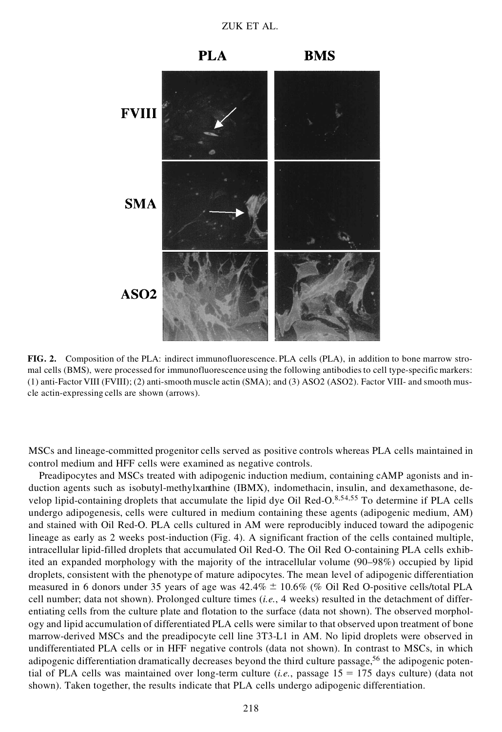**FIG. 2.** Composition of the PLA: indirect immunofluorescence. PLA cells (PLA), in addition to bone marrow stromal cells (BMS), were processed for immunofluorescence using the following antibodies to cell type-specific markers: (1) anti-Factor VIII (FVIII); (2) anti-smooth muscle actin (SMA); and (3) ASO2 (ASO2). Factor VIII- and smooth muscle actin-expressing cells are shown (arrows).

MSCs and lineage-committed progenitor cells served as positive controls whereas PLA cells maintained in control medium and HFF cells were examined as negative controls.

Preadipocytes and MSCs treated with adipogenic induction medium, containing cAMP agonists and induction agents such as isobutyl-methylxanthine (IBMX), indomethacin, insulin, and dexamethasone, develop lipid-containing droplets that accumulate the lipid dye Oil Red-O.[8,54,55] To determine if PLA cells undergo adipogenesis, cells were cultured in medium containing these agents (adipogenic medium, AM) and stained with Oil Red-O. PLA cells cultured in AM were reproducibly induced toward the adipogenic lineage as early as 2 weeks post-induction (Fig. 4). A significant fraction of the cells contained multiple, intracellular lipid-filled droplets that accumulated Oil Red-O. The Oil Red O-containing PLA cells exhibited an expanded morphology with the majority of the intracellular volume (90–98%) occupied by lipid droplets, consistent with the phenotype of mature adipocytes. The mean level of adipogenic differentiation measured in 6 donors under 35 years of age was 42.4% ± 10.6% (% Oil Red O-positive cells/total PLA cell number; data not shown). Prolonged culture times (*i.e.*, 4 weeks) resulted in the detachment of differentiating cells from the culture plate and flotation to the surface (data not shown). The observed morphology and lipid accumulation of differentiated PLA cells were similar to that observed upon treatment of bone marrow-derived MSCs and the preadipocyte cell line 3T3-L1 in AM. No lipid droplets were observed in undifferentiated PLA cells or in HFF negative controls (data not shown). In contrast to MSCs, in which adipogenic differentiation dramatically decreases beyond the third culture passage,[56] the adipogenic potential of PLA cells was maintained over long-term culture (*i.e.*, passage 15 = 175 days culture) (data not shown). Taken together, the results indicate that PLA cells undergo adipogenic differentiation.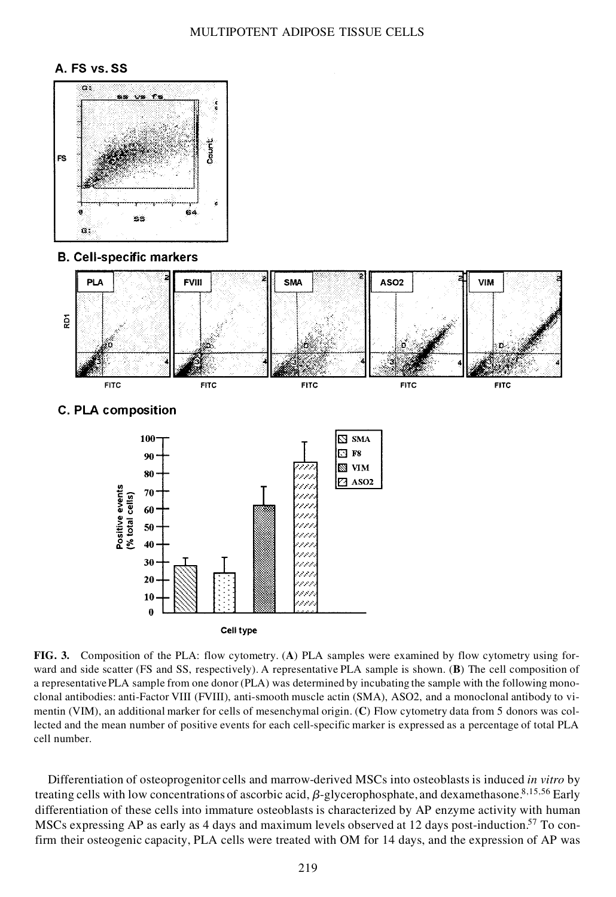**FIG. 3.** Composition of the PLA: flow cytometry. (**A**) PLA samples were examined by flow cytometry using forward and side scatter (FS and SS, respectively). A representative PLA sample is shown. (**B**) The cell composition of a representative PLA sample from one donor (PLA) was determined by incubating the sample with the following monoclonal antibodies: anti-Factor VIII (FVIII), anti-smooth muscle actin (SMA), ASO2, and a monoclonal antibody to vimentin (VIM), an additional marker for cells of mesenchymal origin. (**C**) Flow cytometry data from 5 donors was collected and the mean number of positive events for each cell-specific marker is expressed as a percentage of total PLA cell number.

Differentiation of osteoprogenitor cells and marrow-derived MSCs into osteoblasts is induced *in vitro* by treating cells with low concentrations of ascorbic acid, $\beta$-glycerophosphate, and dexamethasone.[8,15,56] Early differentiation of these cells into immature osteoblasts is characterized by AP enzyme activity with human MSCs expressing AP as early as 4 days and maximum levels observed at 12 days post-induction.[57] To confirm their osteogenic capacity, PLA cells were treated with OM for 14 days, and the expression of AP was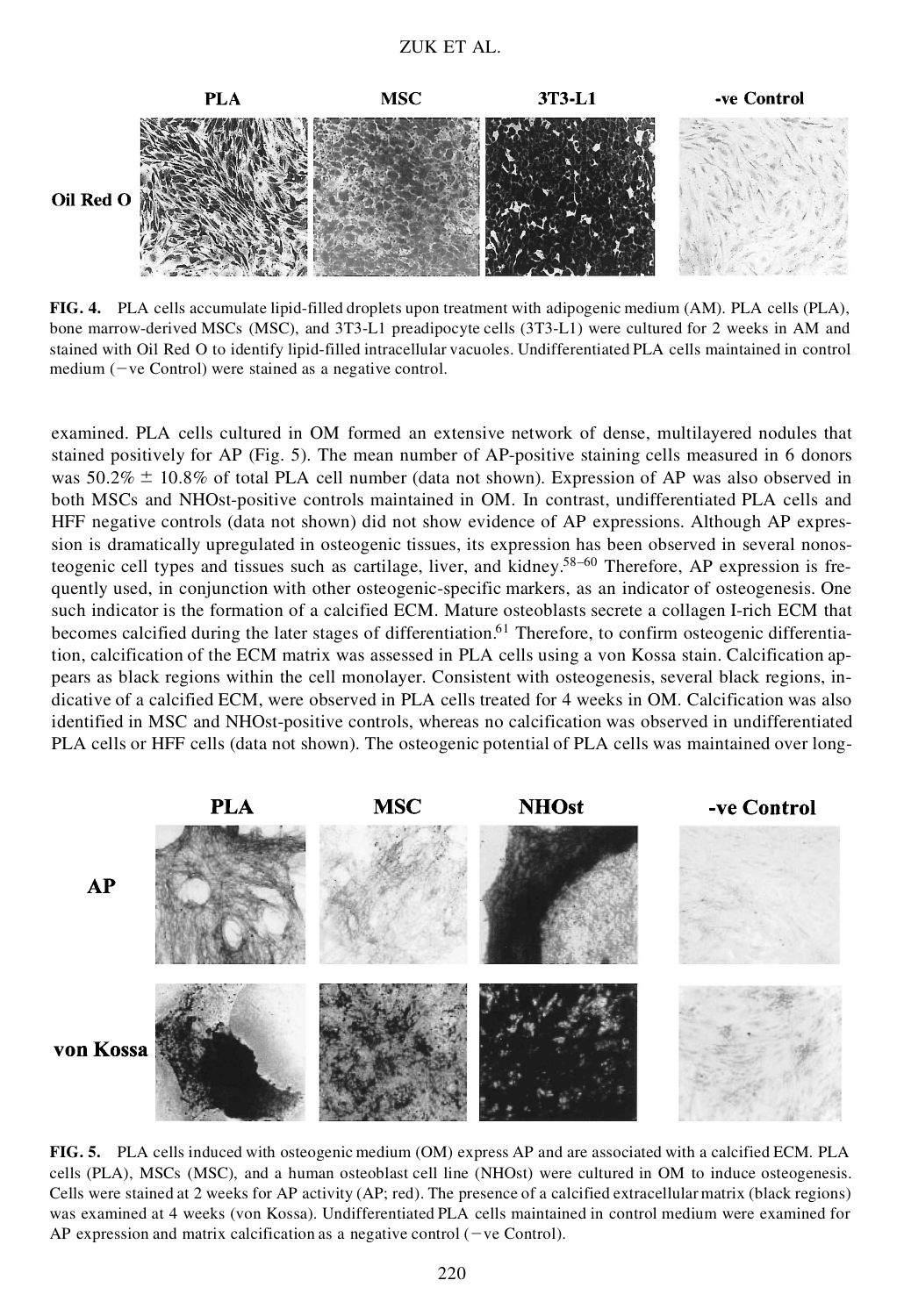FIG. 4. PLA cells accumulate lipid-filled droplets upon treatment with adipogenic medium (AM). PLA cells (PLA), bone marrow-derived MSCs (MSC), and 3T3-L1 preadipocyte cells (3T3-L1) were cultured for 2 weeks in AM and stained with Oil Red O to identify lipid-filled intracellular vacuoles. Undifferentiated PLA cells maintained in control medium (−ve Control) were stained as a negative control.

examined. PLA cells cultured in OM formed an extensive network of dense, multilayered nodules that stained positively for AP (Fig. 5). The mean number of AP-positive staining cells measured in 6 donors was 50.2% ± 10.8% of total PLA cell number (data not shown). Expression of AP was also observed in both MSCs and NHOst-positive controls maintained in OM. In contrast, undifferentiated PLA cells and HFF negative controls (data not shown) did not show evidence of AP expressions. Although AP expression is dramatically upregulated in osteogenic tissues, its expression has been observed in several nonosteogenic cell types and tissues such as cartilage, liver, and kidney.[58–60] Therefore, AP expression is frequently used, in conjunction with other osteogenic-specific markers, as an indicator of osteogenesis. One such indicator is the formation of a calcified ECM. Mature osteoblasts secrete a collagen I-rich ECM that becomes calcified during the later stages of differentiation.[61] Therefore, to confirm osteogenic differentiation, calcification of the ECM matrix was assessed in PLA cells using a von Kossa stain. Calcification appears as black regions within the cell monolayer. Consistent with osteogenesis, several black regions, indicative of a calcified ECM, were observed in PLA cells treated for 4 weeks in OM. Calcification was also identified in MSC and NHOst-positive controls, whereas no calcification was observed in undifferentiated PLA cells or HFF cells (data not shown). The osteogenic potential of PLA cells was maintained over long-

FIG. 5. PLA cells induced with osteogenic medium (OM) express AP and are associated with a calcified ECM. PLA cells (PLA), MSCs (MSC), and a human osteoblast cell line (NHOst) were cultured in OM to induce osteogenesis. Cells were stained at 2 weeks for AP activity (AP; red). The presence of a calcified extracellular matrix (black regions) was examined at 4 weeks (von Kossa). Undifferentiated PLA cells maintained in control medium were examined for AP expression and matrix calcification as a negative control (−ve Control).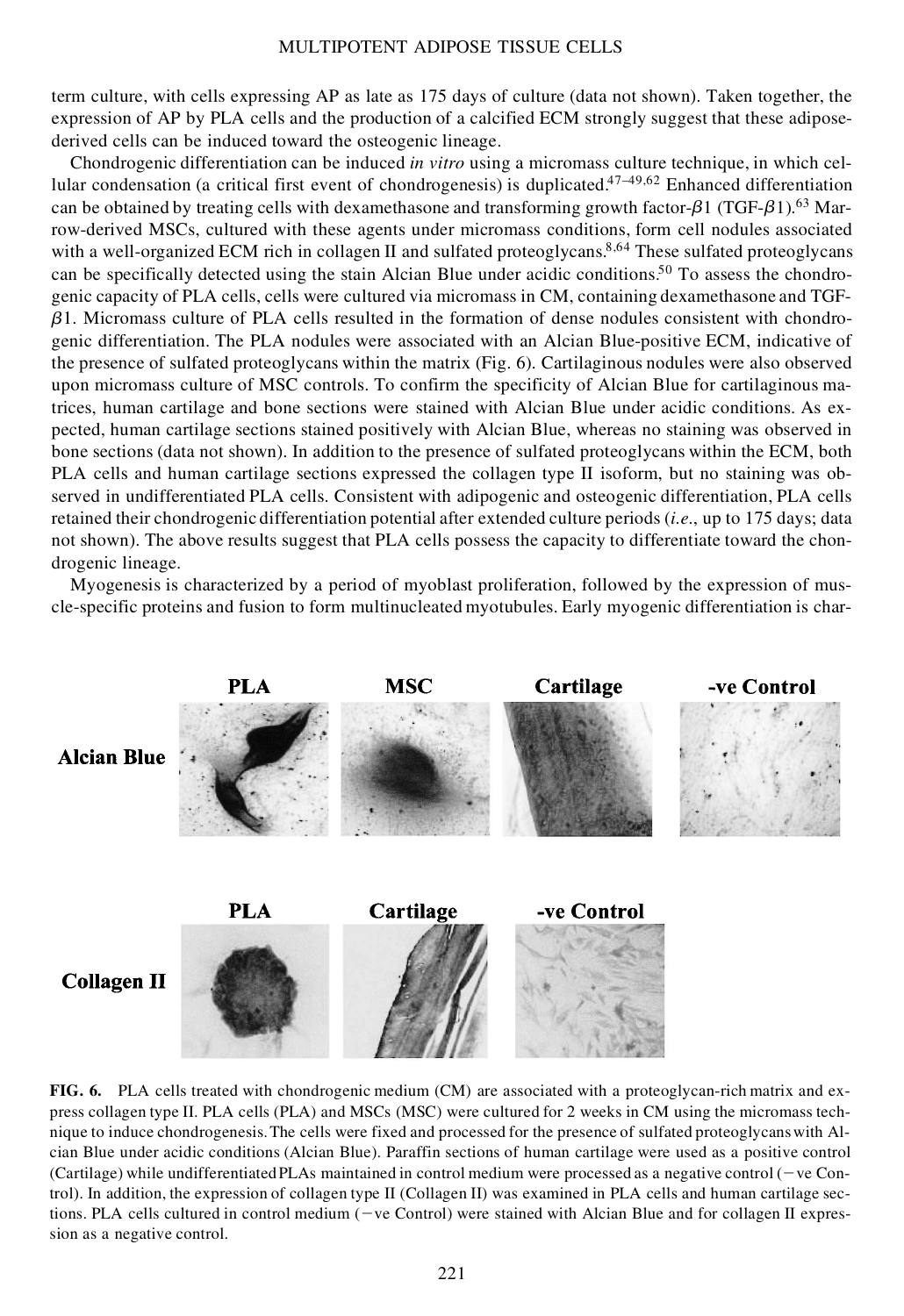term culture, with cells expressing AP as late as 175 days of culture (data not shown). Taken together, the expression of AP by PLA cells and the production of a calcified ECM strongly suggest that these adipose-derived cells can be induced toward the osteogenic lineage.

Chondrogenic differentiation can be induced *in vitro* using a micromass culture technique, in which cellular condensation (a critical first event of chondrogenesis) is duplicated.[47–49,62] Enhanced differentiation can be obtained by treating cells with dexamethasone and transforming growth factor-$\beta$1 (TGF-$\beta$1).[63] Marrow-derived MSCs, cultured with these agents under micromass conditions, form cell nodules associated with a well-organized ECM rich in collagen II and sulfated proteoglycans.[8,64] These sulfated proteoglycans can be specifically detected using the stain Alcian Blue under acidic conditions.[50] To assess the chondrogenic capacity of PLA cells, cells were cultured via micromass in CM, containing dexamethasone and TGF-$\beta$1. Micromass culture of PLA cells resulted in the formation of dense nodules consistent with chondrogenic differentiation. The PLA nodules were associated with an Alcian Blue-positive ECM, indicative of the presence of sulfated proteoglycans within the matrix (Fig. 6). Cartilaginous nodules were also observed upon micromass culture of MSC controls. To confirm the specificity of Alcian Blue for cartilaginous matrices, human cartilage and bone sections were stained with Alcian Blue under acidic conditions. As expected, human cartilage sections stained positively with Alcian Blue, whereas no staining was observed in bone sections (data not shown). In addition to the presence of sulfated proteoglycans within the ECM, both PLA cells and human cartilage sections expressed the collagen type II isoform, but no staining was observed in undifferentiated PLA cells. Consistent with adipogenic and osteogenic differentiation, PLA cells retained their chondrogenic differentiation potential after extended culture periods (*i.e.*, up to 175 days; data not shown). The above results suggest that PLA cells possess the capacity to differentiate toward the chondrogenic lineage.

Myogenesis is characterized by a period of myoblast proliferation, followed by the expression of muscle-specific proteins and fusion to form multinucleated myotubules. Early myogenic differentiation is char-

**FIG. 6.** PLA cells treated with chondrogenic medium (CM) are associated with a proteoglycan-rich matrix and express collagen type II. PLA cells (PLA) and MSCs (MSC) were cultured for 2 weeks in CM using the micromass technique to induce chondrogenesis. The cells were fixed and processed for the presence of sulfated proteoglycans with Alcian Blue under acidic conditions (Alcian Blue). Paraffin sections of human cartilage were used as a positive control (Cartilage) while undifferentiated PLAs maintained in control medium were processed as a negative control (−ve Control). In addition, the expression of collagen type II (Collagen II) was examined in PLA cells and human cartilage sections. PLA cells cultured in control medium (−ve Control) were stained with Alcian Blue and for collagen II expression as a negative control.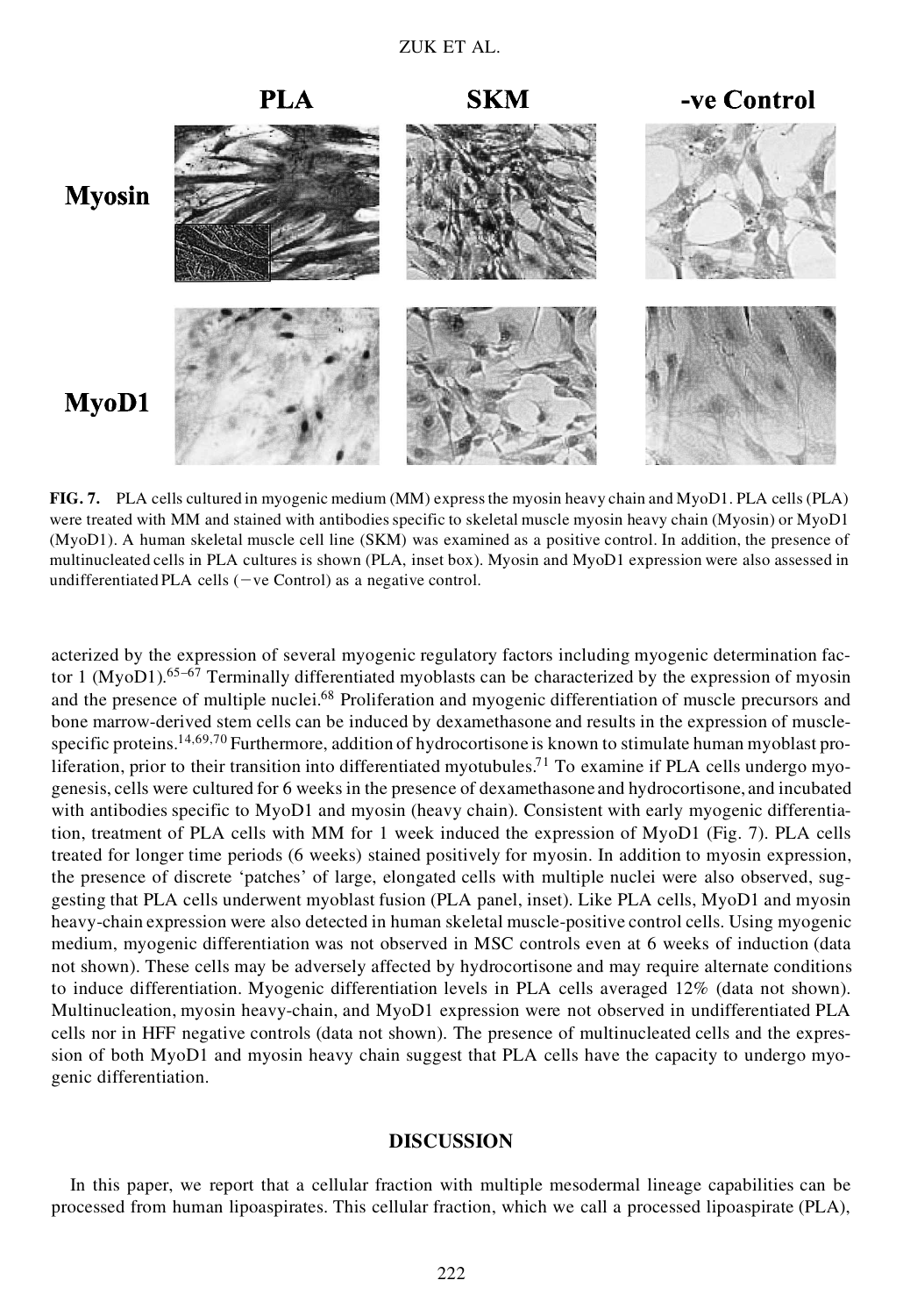**FIG. 7.** PLA cells cultured in myogenic medium (MM) express the myosin heavy chain and MyoD1. PLA cells (PLA) were treated with MM and stained with antibodies specific to skeletal muscle myosin heavy chain (Myosin) or MyoD1 (MyoD1). A human skeletal muscle cell line (SKM) was examined as a positive control. In addition, the presence of multinucleated cells in PLA cultures is shown (PLA, inset box). Myosin and MyoD1 expression were also assessed in undifferentiated PLA cells (−ve Control) as a negative control.

acterized by the expression of several myogenic regulatory factors including myogenic determination factor 1 (MyoD1).[65–67] Terminally differentiated myoblasts can be characterized by the expression of myosin and the presence of multiple nuclei.[68] Proliferation and myogenic differentiation of muscle precursors and bone marrow-derived stem cells can be induced by dexamethasone and results in the expression of muscle-specific proteins.[14,69,70] Furthermore, addition of hydrocortisone is known to stimulate human myoblast proliferation, prior to their transition into differentiated myotubules.[71] To examine if PLA cells undergo myogenesis, cells were cultured for 6 weeks in the presence of dexamethasone and hydrocortisone, and incubated with antibodies specific to MyoD1 and myosin (heavy chain). Consistent with early myogenic differentiation, treatment of PLA cells with MM for 1 week induced the expression of MyoD1 (Fig. 7). PLA cells treated for longer time periods (6 weeks) stained positively for myosin. In addition to myosin expression, the presence of discrete 'patches' of large, elongated cells with multiple nuclei were also observed, suggesting that PLA cells underwent myoblast fusion (PLA panel, inset). Like PLA cells, MyoD1 and myosin heavy-chain expression were also detected in human skeletal muscle-positive control cells. Using myogenic medium, myogenic differentiation was not observed in MSC controls even at 6 weeks of induction (data not shown). These cells may be adversely affected by hydrocortisone and may require alternate conditions to induce differentiation. Myogenic differentiation levels in PLA cells averaged 12% (data not shown). Multinucleation, myosin heavy-chain, and MyoD1 expression were not observed in undifferentiated PLA cells nor in HFF negative controls (data not shown). The presence of multinucleated cells and the expression of both MyoD1 and myosin heavy chain suggest that PLA cells have the capacity to undergo myogenic differentiation.

## DISCUSSION

In this paper, we report that a cellular fraction with multiple mesodermal lineage capabilities can be processed from human lipoaspirates. This cellular fraction, which we call a processed lipoaspirate (PLA),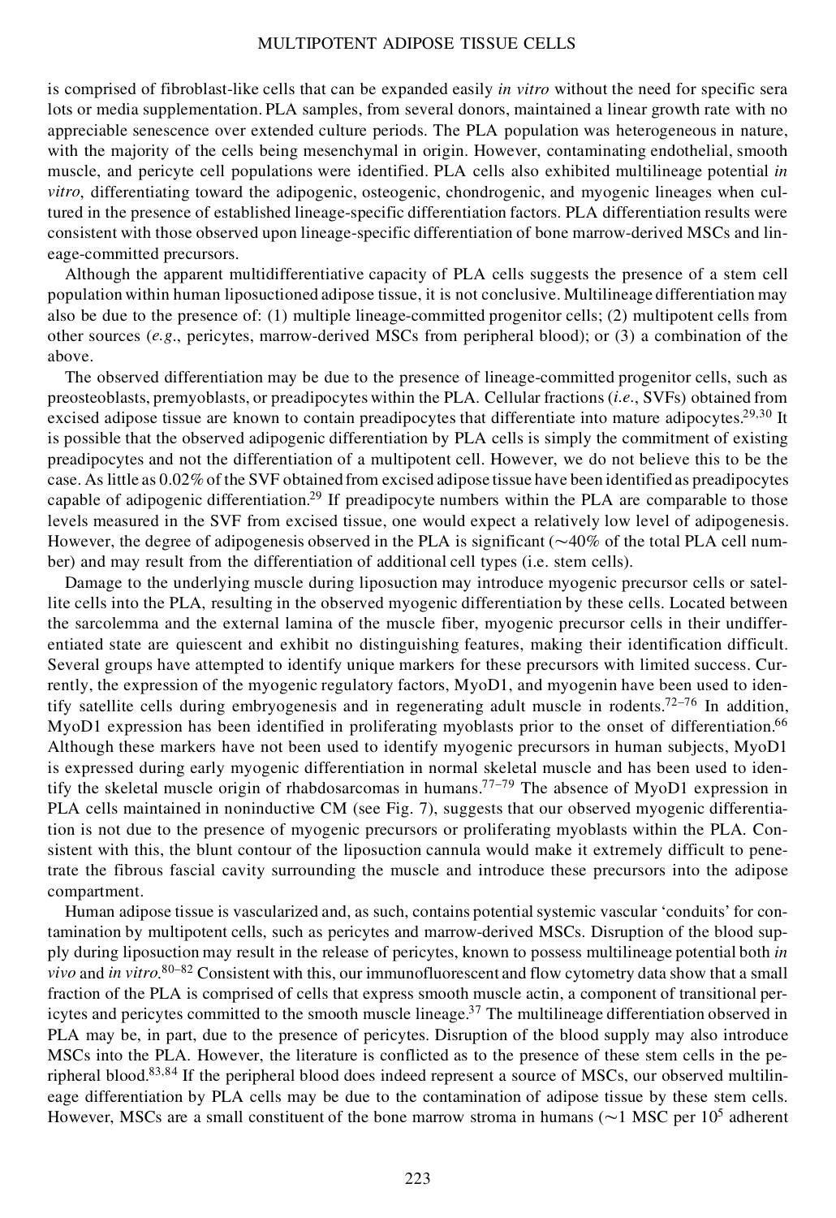is comprised of fibroblast-like cells that can be expanded easily *in vitro* without the need for specific sera lots or media supplementation. PLA samples, from several donors, maintained a linear growth rate with no appreciable senescence over extended culture periods. The PLA population was heterogeneous in nature, with the majority of the cells being mesenchymal in origin. However, contaminating endothelial, smooth muscle, and pericyte cell populations were identified. PLA cells also exhibited multilineage potential *in vitro*, differentiating toward the adipogenic, osteogenic, chondrogenic, and myogenic lineages when cultured in the presence of established lineage-specific differentiation factors. PLA differentiation results were consistent with those observed upon lineage-specific differentiation of bone marrow-derived MSCs and lineage-committed precursors.

Although the apparent multidifferentiative capacity of PLA cells suggests the presence of a stem cell population within human liposuctioned adipose tissue, it is not conclusive. Multilineage differentiation may also be due to the presence of: (1) multiple lineage-committed progenitor cells; (2) multipotent cells from other sources (*e.g.*, pericytes, marrow-derived MSCs from peripheral blood); or (3) a combination of the above.

The observed differentiation may be due to the presence of lineage-committed progenitor cells, such as preosteoblasts, premyoblasts, or preadipocytes within the PLA. Cellular fractions (*i.e.*, SVFs) obtained from excised adipose tissue are known to contain preadipocytes that differentiate into mature adipocytes.[29,30] It is possible that the observed adipogenic differentiation by PLA cells is simply the commitment of existing preadipocytes and not the differentiation of a multipotent cell. However, we do not believe this to be the case. As little as 0.02% of the SVF obtained from excised adipose tissue have been identified as preadipocytes capable of adipogenic differentiation.[29] If preadipocyte numbers within the PLA are comparable to those levels measured in the SVF from excised tissue, one would expect a relatively low level of adipogenesis. However, the degree of adipogenesis observed in the PLA is significant (~40% of the total PLA cell number) and may result from the differentiation of additional cell types (i.e. stem cells).

Damage to the underlying muscle during liposuction may introduce myogenic precursor cells or satellite cells into the PLA, resulting in the observed myogenic differentiation by these cells. Located between the sarcolemma and the external lamina of the muscle fiber, myogenic precursor cells in their undifferentiated state are quiescent and exhibit no distinguishing features, making their identification difficult. Several groups have attempted to identify unique markers for these precursors with limited success. Currently, the expression of the myogenic regulatory factors, MyoD1, and myogenin have been used to identify satellite cells during embryogenesis and in regenerating adult muscle in rodents.[72–76] In addition, MyoD1 expression has been identified in proliferating myoblasts prior to the onset of differentiation.[66] Although these markers have not been used to identify myogenic precursors in human subjects, MyoD1 is expressed during early myogenic differentiation in normal skeletal muscle and has been used to identify the skeletal muscle origin of rhabdosarcomas in humans.[77–79] The absence of MyoD1 expression in PLA cells maintained in noninductive CM (see Fig. 7), suggests that our observed myogenic differentiation is not due to the presence of myogenic precursors or proliferating myoblasts within the PLA. Consistent with this, the blunt contour of the liposuction cannula would make it extremely difficult to penetrate the fibrous fascial cavity surrounding the muscle and introduce these precursors into the adipose compartment.

Human adipose tissue is vascularized and, as such, contains potential systemic vascular 'conduits' for contamination by multipotent cells, such as pericytes and marrow-derived MSCs. Disruption of the blood supply during liposuction may result in the release of pericytes, known to possess multilineage potential both *in vivo* and *in vitro*.[80–82] Consistent with this, our immunofluorescent and flow cytometry data show that a small fraction of the PLA is comprised of cells that express smooth muscle actin, a component of transitional pericytes and pericytes committed to the smooth muscle lineage.[37] The multilineage differentiation observed in PLA may be, in part, due to the presence of pericytes. Disruption of the blood supply may also introduce MSCs into the PLA. However, the literature is conflicted as to the presence of these stem cells in the peripheral blood.[83,84] If the peripheral blood does indeed represent a source of MSCs, our observed multilineage differentiation by PLA cells may be due to the contamination of adipose tissue by these stem cells. However, MSCs are a small constituent of the bone marrow stroma in humans (~1 MSC per $10^5$ adherent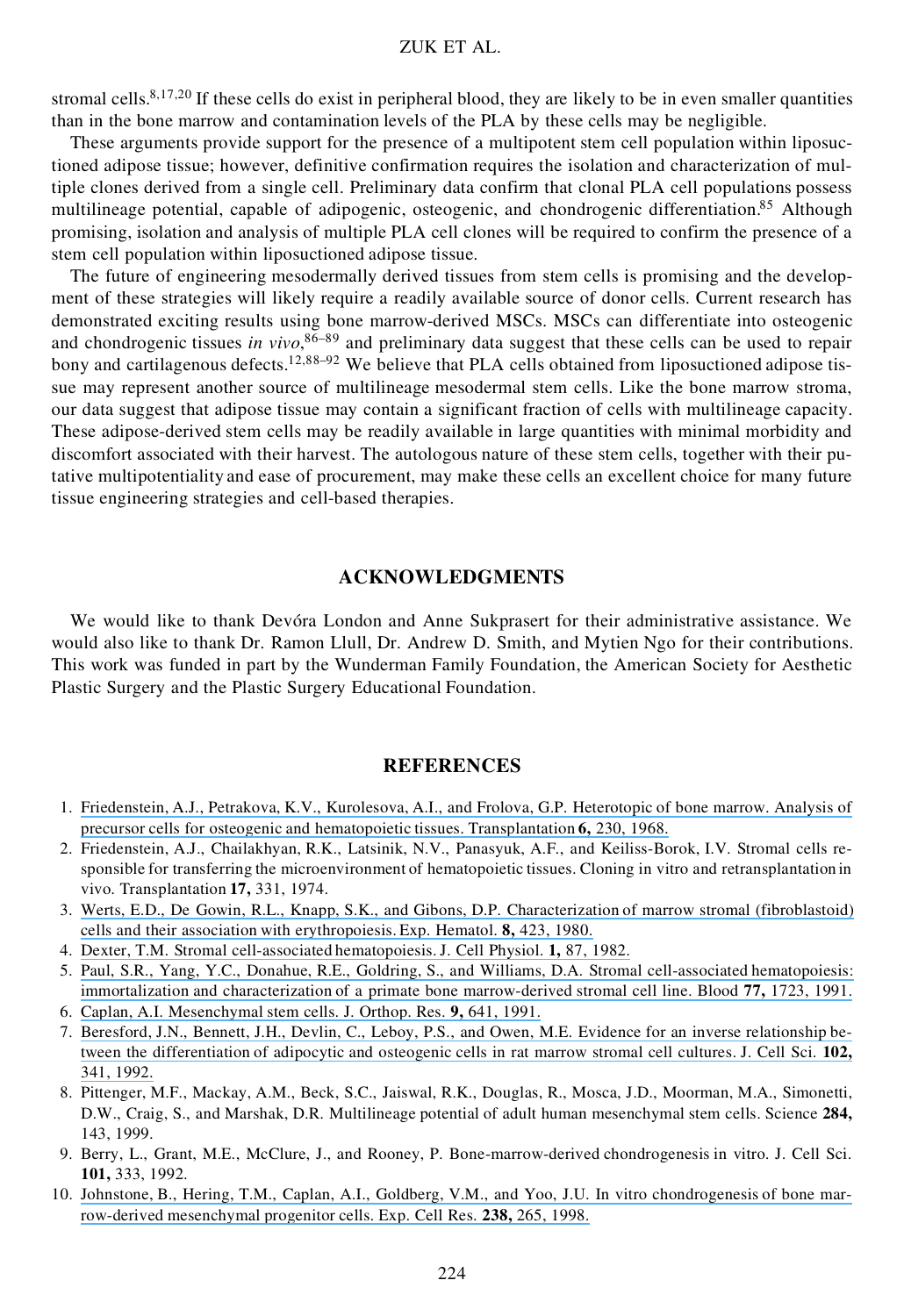stromal cells.[8,17,20] If these cells do exist in peripheral blood, they are likely to be in even smaller quantities than in the bone marrow and contamination levels of the PLA by these cells may be negligible.

These arguments provide support for the presence of a multipotent stem cell population within liposuctioned adipose tissue; however, definitive confirmation requires the isolation and characterization of multiple clones derived from a single cell. Preliminary data confirm that clonal PLA cell populations possess multilineage potential, capable of adipogenic, osteogenic, and chondrogenic differentiation.[85] Although promising, isolation and analysis of multiple PLA cell clones will be required to confirm the presence of a stem cell population within liposuctioned adipose tissue.

The future of engineering mesodermally derived tissues from stem cells is promising and the development of these strategies will likely require a readily available source of donor cells. Current research has demonstrated exciting results using bone marrow-derived MSCs. MSCs can differentiate into osteogenic and chondrogenic tissues *in vivo*,[86–89] and preliminary data suggest that these cells can be used to repair bony and cartilagenous defects.[12,88–92] We believe that PLA cells obtained from liposuctioned adipose tissue may represent another source of multilineage mesodermal stem cells. Like the bone marrow stroma, our data suggest that adipose tissue may contain a significant fraction of cells with multilineage capacity. These adipose-derived stem cells may be readily available in large quantities with minimal morbidity and discomfort associated with their harvest. The autologous nature of these stem cells, together with their putative multipotentiality and ease of procurement, may make these cells an excellent choice for many future tissue engineering strategies and cell-based therapies.

## ACKNOWLEDGMENTS

We would like to thank Devóra London and Anne Sukprasert for their administrative assistance. We would also like to thank Dr. Ramon Llull, Dr. Andrew D. Smith, and Mytien Ngo for their contributions. This work was funded in part by the Wunderman Family Foundation, the American Society for Aesthetic Plastic Surgery and the Plastic Surgery Educational Foundation.

## REFERENCES

1. Friedenstein, A.J., Petrakova, K.V., Kurolesova, A.I., and Frolova, G.P. Heterotopic of bone marrow. Analysis of precursor cells for osteogenic and hematopoietic tissues. Transplantation **6,** 230, 1968.
2. Friedenstein, A.J., Chailakhyan, R.K., Latsinik, N.V., Panasyuk, A.F., and Keiliss-Borok, I.V. Stromal cells responsible for transferring the microenvironment of hematopoietic tissues. Cloning in vitro and retransplantation in vivo. Transplantation **17,** 331, 1974.
3. Werts, E.D., De Gowin, R.L., Knapp, S.K., and Gibons, D.P. Characterization of marrow stromal (fibroblastoid) cells and their association with erythropoiesis. Exp. Hematol. **8,** 423, 1980.
4. Dexter, T.M. Stromal cell-associated hematopoiesis. J. Cell Physiol. **1,** 87, 1982.
5. Paul, S.R., Yang, Y.C., Donahue, R.E., Goldring, S., and Williams, D.A. Stromal cell-associated hematopoiesis: immortalization and characterization of a primate bone marrow-derived stromal cell line. Blood **77,** 1723, 1991.
6. Caplan, A.I. Mesenchymal stem cells. J. Orthop. Res. **9,** 641, 1991.
7. Beresford, J.N., Bennett, J.H., Devlin, C., Leboy, P.S., and Owen, M.E. Evidence for an inverse relationship between the differentiation of adipocytic and osteogenic cells in rat marrow stromal cell cultures. J. Cell Sci. **102,** 341, 1992.
8. Pittenger, M.F., Mackay, A.M., Beck, S.C., Jaiswal, R.K., Douglas, R., Mosca, J.D., Moorman, M.A., Simonetti, D.W., Craig, S., and Marshak, D.R. Multilineage potential of adult human mesenchymal stem cells. Science **284,** 143, 1999.
9. Berry, L., Grant, M.E., McClure, J., and Rooney, P. Bone-marrow-derived chondrogenesis in vitro. J. Cell Sci. **101,** 333, 1992.
10. Johnstone, B., Hering, T.M., Caplan, A.I., Goldberg, V.M., and Yoo, J.U. In vitro chondrogenesis of bone marrow-derived mesenchymal progenitor cells. Exp. Cell Res. **238,** 265, 1998.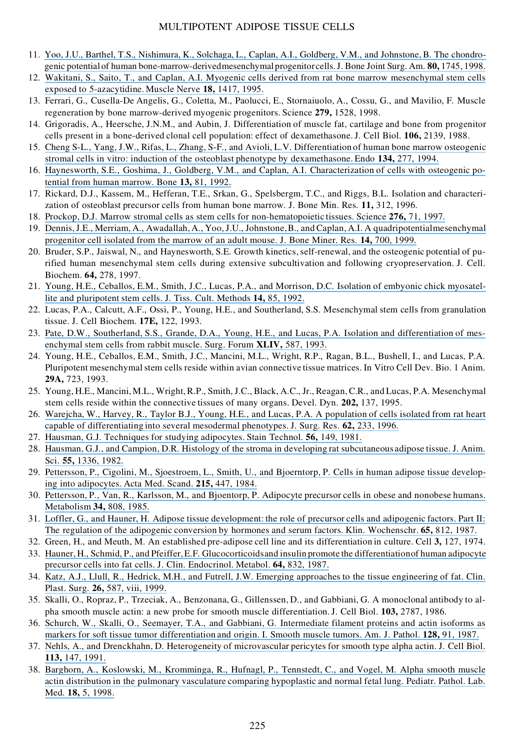11. Yoo, J.U., Barthel, T.S., Nishimura, K., Solchaga, L., Caplan, A.I., Goldberg, V.M., and Johnstone, B. The chondrogenic potential of human bone-marrow-derived mesenchymal progenitor cells. J. Bone Joint Surg. Am. **80,** 1745, 1998.
12. Wakitani, S., Saito, T., and Caplan, A.I. Myogenic cells derived from rat bone marrow mesenchymal stem cells exposed to 5-azacytidine. Muscle Nerve **18,** 1417, 1995.
13. Ferrari, G., Cusella-De Angelis, G., Coletta, M., Paolucci, E., Stornaiuolo, A., Cossu, G., and Mavilio, F. Muscle regeneration by bone marrow-derived myogenic progenitors. Science **279,** 1528, 1998.
14. Grigoradis, A., Heersche, J.N.M., and Aubin, J. Differentiation of muscle fat, cartilage and bone from progenitor cells present in a bone-derived clonal cell population: effect of dexamethasone. J. Cell Biol. **106,** 2139, 1988.
15. Cheng S-L., Yang, J.W., Rifas, L., Zhang, S-F., and Avioli, L.V. Differentiation of human bone marrow osteogenic stromal cells in vitro: induction of the osteoblast phenotype by dexamethasone. Endo **134,** 277, 1994.
16. Haynesworth, S.E., Goshima, J., Goldberg, V.M., and Caplan, A.I. Characterization of cells with osteogenic potential from human marrow. Bone **13,** 81, 1992.
17. Rickard, D.J., Kassem, M., Hefferan, T.E., Srkan, G., Spelsbergm, T.C., and Riggs, B.L. Isolation and characterization of osteoblast precursor cells from human bone marrow. J. Bone Min. Res. **11,** 312, 1996.
18. Prockop, D.J. Marrow stromal cells as stem cells for non-hematopoietic tissues. Science **276,** 71, 1997.
19. Dennis, J.E., Merriam, A., Awadallah, A., Yoo, J.U., Johnstone, B., and Caplan, A.I. A quadripotential mesenchymal progenitor cell isolated from the marrow of an adult mouse. J. Bone Miner. Res. **14,** 700, 1999.
20. Bruder, S.P., Jaiswal, N., and Haynesworth, S.E. Growth kinetics, self-renewal, and the osteogenic potential of purified human mesenchymal stem cells during extensive subcultivation and following cryopreservation. J. Cell. Biochem. **64,** 278, 1997.
21. Young, H.E., Ceballos, E.M., Smith, J.C., Lucas, P.A., and Morrison, D.C. Isolation of embyonic chick myosatellite and pluripotent stem cells. J. Tiss. Cult. Methods **14,** 85, 1992.
22. Lucas, P.A., Calcutt, A.F., Ossi, P., Young, H.E., and Southerland, S.S. Mesenchymal stem cells from granulation tissue. J. Cell Biochem. **17E,** 122, 1993.
23. Pate, D.W., Southerland, S.S., Grande, D.A., Young, H.E., and Lucas, P.A. Isolation and differentiation of mesenchymal stem cells from rabbit muscle. Surg. Forum **XLIV,** 587, 1993.
24. Young, H.E., Ceballos, E.M., Smith, J.C., Mancini, M.L., Wright, R.P., Ragan, B.L., Bushell, I., and Lucas, P.A. Pluripotent mesenchymal stem cells reside within avian connective tissue matrices. In Vitro Cell Dev. Bio. 1 Anim. **29A,** 723, 1993.
25. Young, H.E., Mancini, M.L., Wright, R.P., Smith, J.C., Black, A.C., Jr., Reagan, C.R., and Lucas, P.A. Mesenchymal stem cells reside within the connective tissues of many organs. Devel. Dyn. **202,** 137, 1995.
26. Warejcha, W., Harvey, R., Taylor B.J., Young, H.E., and Lucas, P.A. A population of cells isolated from rat heart capable of differentiating into several mesodermal phenotypes. J. Surg. Res. **62,** 233, 1996.
27. Hausman, G.J. Techniques for studying adipocytes. Stain Technol. **56,** 149, 1981.
28. Hausman, G.J., and Campion, D.R. Histology of the stroma in developing rat subcutaneous adipose tissue. J. Anim. Sci. **55,** 1336, 1982.
29. Pettersson, P., Cigolini, M., Sjoestroem, L., Smith, U., and Bjoerntorp, P. Cells in human adipose tissue developing into adipocytes. Acta Med. Scand. **215,** 447, 1984.
30. Pettersson, P., Van, R., Karlsson, M., and Bjoentorp, P. Adipocyte precursor cells in obese and nonobese humans. Metabolism **34,** 808, 1985.
31. Loffler, G., and Hauner, H. Adipose tissue development: the role of precursor cells and adipogenic factors. Part II: The regulation of the adipogenic conversion by hormones and serum factors. Klin. Wochenschr. **65,** 812, 1987.
32. Green, H., and Meuth, M. An established pre-adipose cell line and its differentiation in culture. Cell **3,** 127, 1974.
33. Hauner, H., Schmid, P., and Pfeiffer, E.F. Glucocorticoids and insulin promote the differentiation of human adipocyte precursor cells into fat cells. J. Clin. Endocrinol. Metabol. **64,** 832, 1987.
34. Katz, A.J., Llull, R., Hedrick, M.H., and Futrell, J.W. Emerging approaches to the tissue engineering of fat. Clin. Plast. Surg. **26,** 587, viii, 1999.
35. Skalli, O., Ropraz, P., Trzeciak, A., Benzonana, G., Gillenssen, D., and Gabbiani, G. A monoclonal antibody to alpha smooth muscle actin: a new probe for smooth muscle differentiation. J. Cell Biol. **103,** 2787, 1986.
36. Schurch, W., Skalli, O., Seemayer, T.A., and Gabbiani, G. Intermediate filament proteins and actin isoforms as markers for soft tissue tumor differentiation and origin. I. Smooth muscle tumors. Am. J. Pathol. **128,** 91, 1987.
37. Nehls, A., and Drenckhahn, D. Heterogeneity of microvascular pericytes for smooth type alpha actin. J. Cell Biol. **113,** 147, 1991.
38. Barghorn, A., Koslowski, M., Kromminga, R., Hufnagl, P., Tennstedt, C., and Vogel, M. Alpha smooth muscle actin distribution in the pulmonary vasculature comparing hypoplastic and normal fetal lung. Pediatr. Pathol. Lab. Med. **18,** 5, 1998.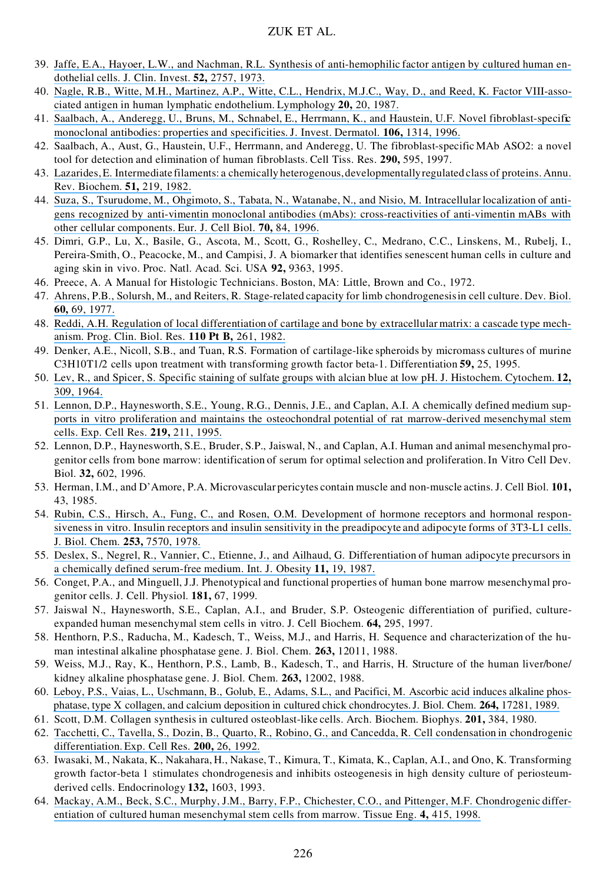39. Jaffe, E.A., Hayoer, L.W., and Nachman, R.L. Synthesis of anti-hemophilic factor antigen by cultured human endothelial cells. J. Clin. Invest. **52,** 2757, 1973.
40. Nagle, R.B., Witte, M.H., Martinez, A.P., Witte, C.L., Hendrix, M.J.C., Way, D., and Reed, K. Factor VIII-associated antigen in human lymphatic endothelium. Lymphology **20,** 20, 1987.
41. Saalbach, A., Anderegg, U., Bruns, M., Schnabel, E., Herrmann, K., and Haustein, U.F. Novel fibroblast-specific monoclonal antibodies: properties and specificities. J. Invest. Dermatol. **106,** 1314, 1996.
42. Saalbach, A., Aust, G., Haustein, U.F., Herrmann, and Anderegg, U. The fibroblast-specific MAb ASO2: a novel tool for detection and elimination of human fibroblasts. Cell Tiss. Res. **290,** 595, 1997.
43. Lazarides, E. Intermediate filaments: a chemically heterogenous, developmentally regulated class of proteins. Annu. Rev. Biochem. **51,** 219, 1982.
44. Suza, S., Tsurudome, M., Ohgimoto, S., Tabata, N., Watanabe, N., and Nisio, M. Intracellular localization of antigens recognized by anti-vimentin monoclonal antibodies (mAbs): cross-reactivities of anti-vimentin mABs with other cellular components. Eur. J. Cell Biol. **70,** 84, 1996.
45. Dimri, G.P., Lu, X., Basile, G., Ascota, M., Scott, G., Roshelley, C., Medrano, C.C., Linskens, M., Rubelj, I., Pereira-Smith, O., Peacocke, M., and Campisi, J. A biomarker that identifies senescent human cells in culture and aging skin in vivo. Proc. Natl. Acad. Sci. USA **92,** 9363, 1995.
46. Preece, A. A Manual for Histologic Technicians. Boston, MA: Little, Brown and Co., 1972.
47. Ahrens, P.B., Solursh, M., and Reiters, R. Stage-related capacity for limb chondrogenesis in cell culture. Dev. Biol. **60,** 69, 1977.
48. Reddi, A.H. Regulation of local differentiation of cartilage and bone by extracellular matrix: a cascade type mechanism. Prog. Clin. Biol. Res. **110 Pt B,** 261, 1982.
49. Denker, A.E., Nicoll, S.B., and Tuan, R.S. Formation of cartilage-like spheroids by micromass cultures of murine C3H10T1/2 cells upon treatment with transforming growth factor beta-1. Differentiation **59,** 25, 1995.
50. Lev, R., and Spicer, S. Specific staining of sulfate groups with alcian blue at low pH. J. Histochem. Cytochem. **12,** 309, 1964.
51. Lennon, D.P., Haynesworth, S.E., Young, R.G., Dennis, J.E., and Caplan, A.I. A chemically defined medium supports in vitro proliferation and maintains the osteochondral potential of rat marrow-derived mesenchymal stem cells. Exp. Cell Res. **219,** 211, 1995.
52. Lennon, D.P., Haynesworth, S.E., Bruder, S.P., Jaiswal, N., and Caplan, A.I. Human and animal mesenchymal progenitor cells from bone marrow: identification of serum for optimal selection and proliferation. In Vitro Cell Dev. Biol. **32,** 602, 1996.
53. Herman, I.M., and D'Amore, P.A. Microvascular pericytes contain muscle and non-muscle actins. J. Cell Biol. **101,** 43, 1985.
54. Rubin, C.S., Hirsch, A., Fung, C., and Rosen, O.M. Development of hormone receptors and hormonal responsiveness in vitro. Insulin receptors and insulin sensitivity in the preadipocyte and adipocyte forms of 3T3-L1 cells. J. Biol. Chem. **253,** 7570, 1978.
55. Deslex, S., Negrel, R., Vannier, C., Etienne, J., and Ailhaud, G. Differentiation of human adipocyte precursors in a chemically defined serum-free medium. Int. J. Obesity **11,** 19, 1987.
56. Conget, P.A., and Minguell, J.J. Phenotypical and functional properties of human bone marrow mesenchymal progenitor cells. J. Cell. Physiol. **181,** 67, 1999.
57. Jaiswal N., Haynesworth, S.E., Caplan, A.I., and Bruder, S.P. Osteogenic differentiation of purified, culture-expanded human mesenchymal stem cells in vitro. J. Cell Biochem. **64,** 295, 1997.
58. Henthorn, P.S., Raducha, M., Kadesch, T., Weiss, M.J., and Harris, H. Sequence and characterization of the human intestinal alkaline phosphatase gene. J. Biol. Chem. **263,** 12011, 1988.
59. Weiss, M.J., Ray, K., Henthorn, P.S., Lamb, B., Kadesch, T., and Harris, H. Structure of the human liver/bone/kidney alkaline phosphatase gene. J. Biol. Chem. **263,** 12002, 1988.
60. Leboy, P.S., Vaias, L., Uschmann, B., Golub, E., Adams, S.L., and Pacifici, M. Ascorbic acid induces alkaline phosphatase, type X collagen, and calcium deposition in cultured chick chondrocytes. J. Biol. Chem. **264,** 17281, 1989.
61. Scott, D.M. Collagen synthesis in cultured osteoblast-like cells. Arch. Biochem. Biophys. **201,** 384, 1980.
62. Tacchetti, C., Tavella, S., Dozin, B., Quarto, R., Robino, G., and Cancedda, R. Cell condensation in chondrogenic differentiation. Exp. Cell Res. **200,** 26, 1992.
63. Iwasaki, M., Nakata, K., Nakahara, H., Nakase, T., Kimura, T., Kimata, K., Caplan, A.I., and Ono, K. Transforming growth factor-beta 1 stimulates chondrogenesis and inhibits osteogenesis in high density culture of periosteum-derived cells. Endocrinology **132,** 1603, 1993.
64. Mackay, A.M., Beck, S.C., Murphy, J.M., Barry, F.P., Chichester, C.O., and Pittenger, M.F. Chondrogenic differentiation of cultured human mesenchymal stem cells from marrow. Tissue Eng. **4,** 415, 1998.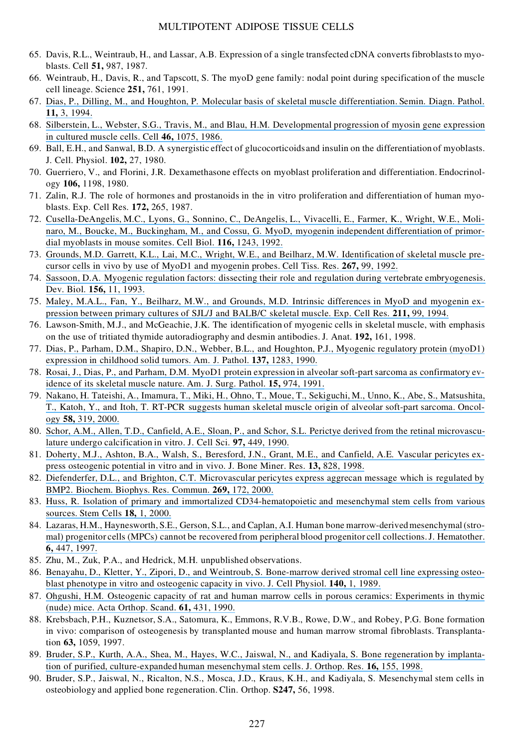65. Davis, R.L., Weintraub, H., and Lassar, A.B. Expression of a single transfected cDNA converts fibroblasts to myoblasts. Cell **51,** 987, 1987.
66. Weintraub, H., Davis, R., and Tapscott, S. The myoD gene family: nodal point during specification of the muscle cell lineage. Science **251,** 761, 1991.
67. Dias, P., Dilling, M., and Houghton, P. Molecular basis of skeletal muscle differentiation. Semin. Diagn. Pathol. **11,** 3, 1994.
68. Silberstein, L., Webster, S.G., Travis, M., and Blau, H.M. Developmental progression of myosin gene expression in cultured muscle cells. Cell **46,** 1075, 1986.
69. Ball, E.H., and Sanwal, B.D. A synergistic effect of glucocorticoids and insulin on the differentiation of myoblasts. J. Cell. Physiol. **102,** 27, 1980.
70. Guerriero, V., and Florini, J.R. Dexamethasone effects on myoblast proliferation and differentiation. Endocrinology **106,** 1198, 1980.
71. Zalin, R.J. The role of hormones and prostanoids in the in vitro proliferation and differentiation of human myoblasts. Exp. Cell Res. **172,** 265, 1987.
72. Cusella-DeAngelis, M.C., Lyons, G., Sonnino, C., DeAngelis, L., Vivacelli, E., Farmer, K., Wright, W.E., Molinaro, M., Boucke, M., Buckingham, M., and Cossu, G. MyoD, myogenin independent differentiation of primordial myoblasts in mouse somites. Cell Biol. **116,** 1243, 1992.
73. Grounds, M.D. Garrett, K.L., Lai, M.C., Wright, W.E., and Beilharz, M.W. Identification of skeletal muscle precursor cells in vivo by use of MyoD1 and myogenin probes. Cell Tiss. Res. **267,** 99, 1992.
74. Sassoon, D.A. Myogenic regulation factors: dissecting their role and regulation during vertebrate embryogenesis. Dev. Biol. **156,** 11, 1993.
75. Maley, M.A.L., Fan, Y., Beilharz, M.W., and Grounds, M.D. Intrinsic differences in MyoD and myogenin expression between primary cultures of SJL/J and BALB/C skeletal muscle. Exp. Cell Res. **211,** 99, 1994.
76. Lawson-Smith, M.J., and McGeachie, J.K. The identification of myogenic cells in skeletal muscle, with emphasis on the use of tritiated thymide autoradiography and desmin antibodies. J. Anat. **192,** 161, 1998.
77. Dias, P., Parham, D.M., Shapiro, D.N., Webber, B.L., and Houghton, P.J., Myogenic regulatory protein (myoD1) expression in childhood solid tumors. Am. J. Pathol. **137,** 1283, 1990.
78. Rosai, J., Dias, P., and Parham, D.M. MyoD1 protein expression in alveolar soft-part sarcoma as confirmatory evidence of its skeletal muscle nature. Am. J. Surg. Pathol. **15,** 974, 1991.
79. Nakano, H. Tateishi, A., Imamura, T., Miki, H., Ohno, T., Moue, T., Sekiguchi, M., Unno, K., Abe, S., Matsushita, T., Katoh, Y., and Itoh, T. RT-PCR suggests human skeletal muscle origin of alveolar soft-part sarcoma. Oncology **58,** 319, 2000.
80. Schor, A.M., Allen, T.D., Canfield, A.E., Sloan, P., and Schor, S.L. Perictye derived from the retinal microvasculature undergo calcification in vitro. J. Cell Sci. **97,** 449, 1990.
81. Doherty, M.J., Ashton, B.A., Walsh, S., Beresford, J.N., Grant, M.E., and Canfield, A.E. Vascular pericytes express osteogenic potential in vitro and in vivo. J. Bone Miner. Res. **13,** 828, 1998.
82. Diefenderfer, D.L., and Brighton, C.T. Microvascular pericytes express aggrecan message which is regulated by BMP2. Biochem. Biophys. Res. Commun. **269,** 172, 2000.
83. Huss, R. Isolation of primary and immortalized CD34-hematopoietic and mesenchymal stem cells from various sources. Stem Cells **18,** 1, 2000.
84. Lazaras, H.M., Haynesworth, S.E., Gerson, S.L., and Caplan, A.I. Human bone marrow-derived mesenchymal (stromal) progenitor cells (MPCs) cannot be recovered from peripheral blood progenitor cell collections. J. Hematother. **6,** 447, 1997.
85. Zhu, M., Zuk, P.A., and Hedrick, M.H. unpublished observations.
86. Benayahu, D., Kletter, Y., Zipori, D., and Weintroub, S. Bone-marrow derived stromal cell line expressing osteoblast phenotype in vitro and osteogenic capacity in vivo. J. Cell Physiol. **140,** 1, 1989.
87. Ohgushi, H.M. Osteogenic capacity of rat and human marrow cells in porous ceramics: Experiments in thymic (nude) mice. Acta Orthop. Scand. **61,** 431, 1990.
88. Krebsbach, P.H., Kuznetsor, S.A., Satomura, K., Emmons, R.V.B., Rowe, D.W., and Robey, P.G. Bone formation in vivo: comparison of osteogenesis by transplanted mouse and human marrow stromal fibroblasts. Transplantation **63,** 1059, 1997.
89. Bruder, S.P., Kurth, A.A., Shea, M., Hayes, W.C., Jaiswal, N., and Kadiyala, S. Bone regeneration by implantation of purified, culture-expanded human mesenchymal stem cells. J. Orthop. Res. **16,** 155, 1998.
90. Bruder, S.P., Jaiswal, N., Ricalton, N.S., Mosca, J.D., Kraus, K.H., and Kadiyala, S. Mesenchymal stem cells in osteobiology and applied bone regeneration. Clin. Orthop. **S247,** 56, 1998.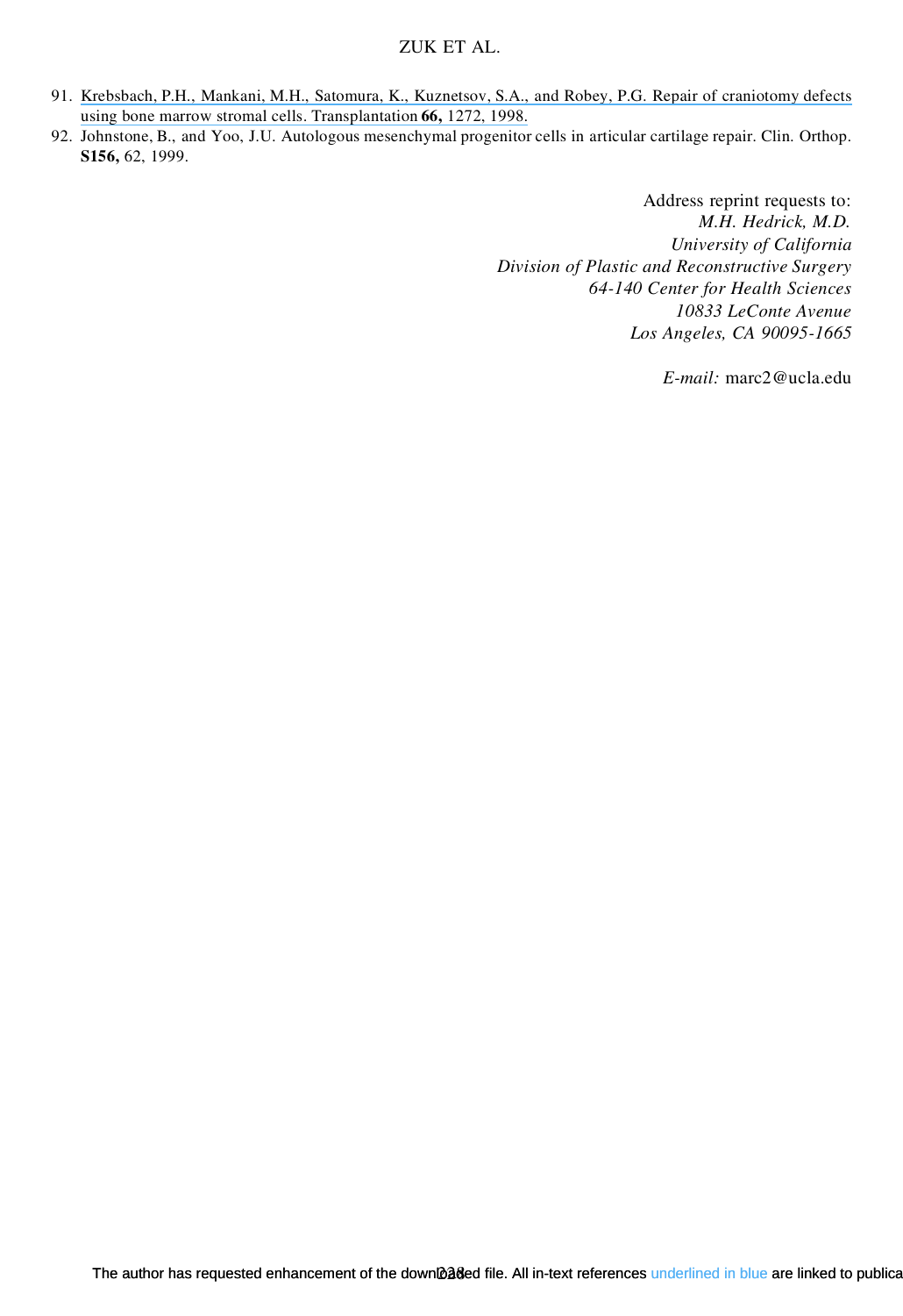91. Krebsbach, P.H., Mankani, M.H., Satomura, K., Kuznetsov, S.A., and Robey, P.G. Repair of craniotomy defects using bone marrow stromal cells. Transplantation **66,** 1272, 1998.
92. Johnstone, B., and Yoo, J.U. Autologous mesenchymal progenitor cells in articular cartilage repair. Clin. Orthop. **S156,** 62, 1999.

Address reprint requests to:
*M.H. Hedrick, M.D.*
*University of California*
*Division of Plastic and Reconstructive Surgery*
*64-140 Center for Health Sciences*
*10833 LeConte Avenue*
*Los Angeles, CA 90095-1665*

*E-mail:* marc2@ucla.edu

The author has requested enhancement of the downloaded file. All in-text references underlined in blue are linked to publica